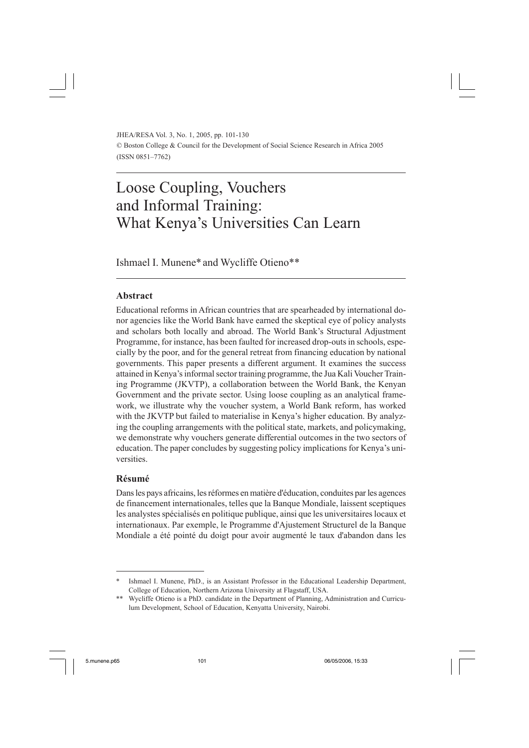# Loose Coupling, Vouchers and Informal Training: What Kenya's Universities Can Learn

Ishmael I. Munene* and Wycliffe Otieno**

## Abstract

Educational reforms in African countries that are spearheaded by international donor agencies like the World Bank have earned the skeptical eye of policy analysts and scholars both locally and abroad. The World Bank's Structural Adjustment Programme, for instance, has been faulted for increased drop-outs in schools, especially by the poor, and for the general retreat from financing education by national governments. This paper presents a different argument. It examines the success attained in Kenya's informal sector training programme, the Jua Kali Voucher Training Programme (JKVTP), a collaboration between the World Bank, the Kenyan Government and the private sector. Using loose coupling as an analytical framework, we illustrate why the voucher system, a World Bank reform, has worked with the JKVTP but failed to materialise in Kenya's higher education. By analyzing the coupling arrangements with the political state, markets, and policymaking, we demonstrate why vouchers generate differential outcomes in the two sectors of education. The paper concludes by suggesting policy implications for Kenya's universities.

## Résumé

Dans les pays africains, les réformes en matière d'éducation, conduites par les agences de financement internationales, telles que la Banque Mondiale, laissent sceptiques les analystes spécialisés en politique publique, ainsi que les universitaires locaux et internationaux. Par exemple, le Programme d'Ajustement Structurel de la Banque Mondiale a été pointé du doigt pour avoir augmenté le taux d'abandon dans les

---

\* Ishmael I. Munene, PhD., is an Assistant Professor in the Educational Leadership Department, College of Education, Northern Arizona University at Flagstaff, USA.

\*\* Wycliffe Otieno is a PhD. candidate in the Department of Planning, Administration and Curriculum Development, School of Education, Kenyatta University, Nairobi.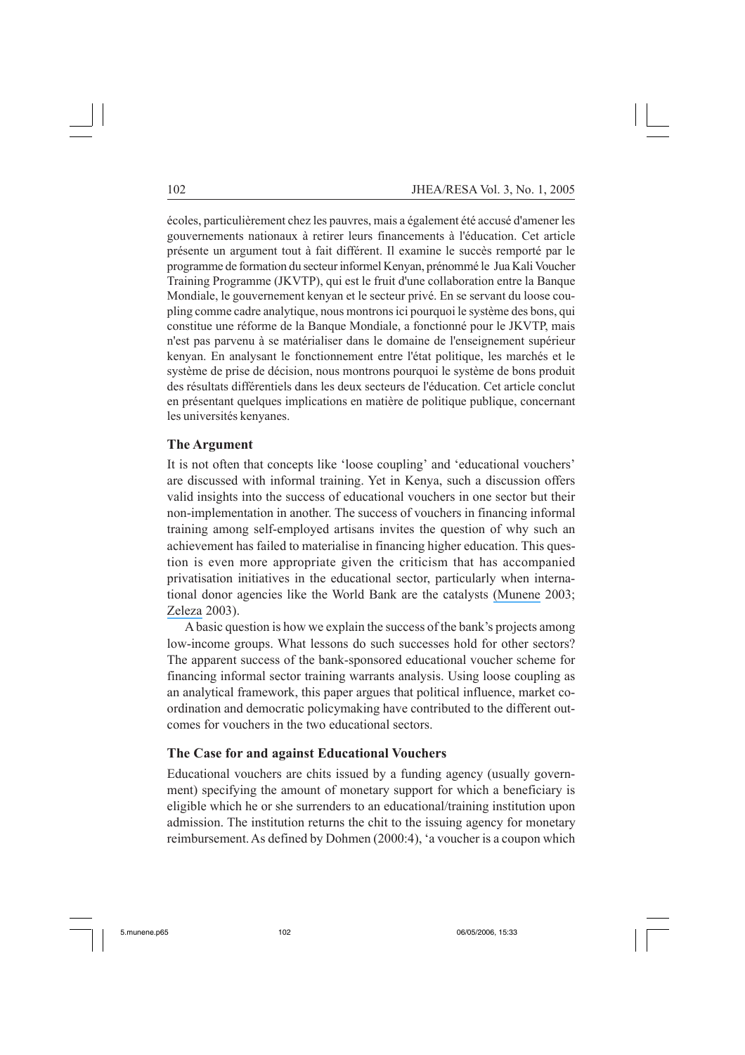écoles, particulièrement chez les pauvres, mais a également été accusé d'amener les gouvernements nationaux à retirer leurs financements à l'éducation. Cet article présente un argument tout à fait différent. Il examine le succès remporté par le programme de formation du secteur informel Kenyan, prénommé le Jua Kali Voucher Training Programme (JKVTP), qui est le fruit d'une collaboration entre la Banque Mondiale, le gouvernement kenyan et le secteur privé. En se servant du loose coupling comme cadre analytique, nous montrons ici pourquoi le système des bons, qui constitue une réforme de la Banque Mondiale, a fonctionné pour le JKVTP, mais n'est pas parvenu à se matérialiser dans le domaine de l'enseignement supérieur kenyan. En analysant le fonctionnement entre l'état politique, les marchés et le système de prise de décision, nous montrons pourquoi le système de bons produit des résultats différentiels dans les deux secteurs de l'éducation. Cet article conclut en présentant quelques implications en matière de politique publique, concernant les universités kenyanes.

## The Argument

It is not often that concepts like 'loose coupling' and 'educational vouchers' are discussed with informal training. Yet in Kenya, such a discussion offers valid insights into the success of educational vouchers in one sector but their non-implementation in another. The success of vouchers in financing informal training among self-employed artisans invites the question of why such an achievement has failed to materialise in financing higher education. This question is even more appropriate given the criticism that has accompanied privatisation initiatives in the educational sector, particularly when international donor agencies like the World Bank are the catalysts (Munene 2003; Zeleza 2003).

A basic question is how we explain the success of the bank's projects among low-income groups. What lessons do such successes hold for other sectors? The apparent success of the bank-sponsored educational voucher scheme for financing informal sector training warrants analysis. Using loose coupling as an analytical framework, this paper argues that political influence, market coordination and democratic policymaking have contributed to the different outcomes for vouchers in the two educational sectors.

## The Case for and against Educational Vouchers

Educational vouchers are chits issued by a funding agency (usually government) specifying the amount of monetary support for which a beneficiary is eligible which he or she surrenders to an educational/training institution upon admission. The institution returns the chit to the issuing agency for monetary reimbursement. As defined by Dohmen (2000:4), 'a voucher is a coupon which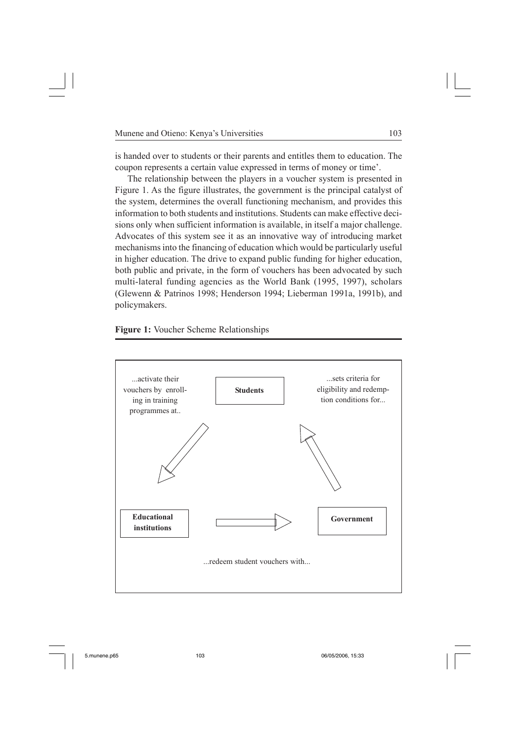is handed over to students or their parents and entitles them to education. The coupon represents a certain value expressed in terms of money or time'.

The relationship between the players in a voucher system is presented in Figure 1. As the figure illustrates, the government is the principal catalyst of the system, determines the overall functioning mechanism, and provides this information to both students and institutions. Students can make effective decisions only when sufficient information is available, in itself a major challenge. Advocates of this system see it as an innovative way of introducing market mechanisms into the financing of education which would be particularly useful in higher education. The drive to expand public funding for higher education, both public and private, in the form of vouchers has been advocated by such multi-lateral funding agencies as the World Bank (1995, 1997), scholars (Glewenn & Patrinos 1998; Henderson 1994; Lieberman 1991a, 1991b), and policymakers.

**Figure 1:** Voucher Scheme Relationships

**Students**

...activate their vouchers by enrolling in training programmes at..

**Educational institutions**

...redeem student vouchers with...

**Government**

...sets criteria for eligibility and redemption conditions for...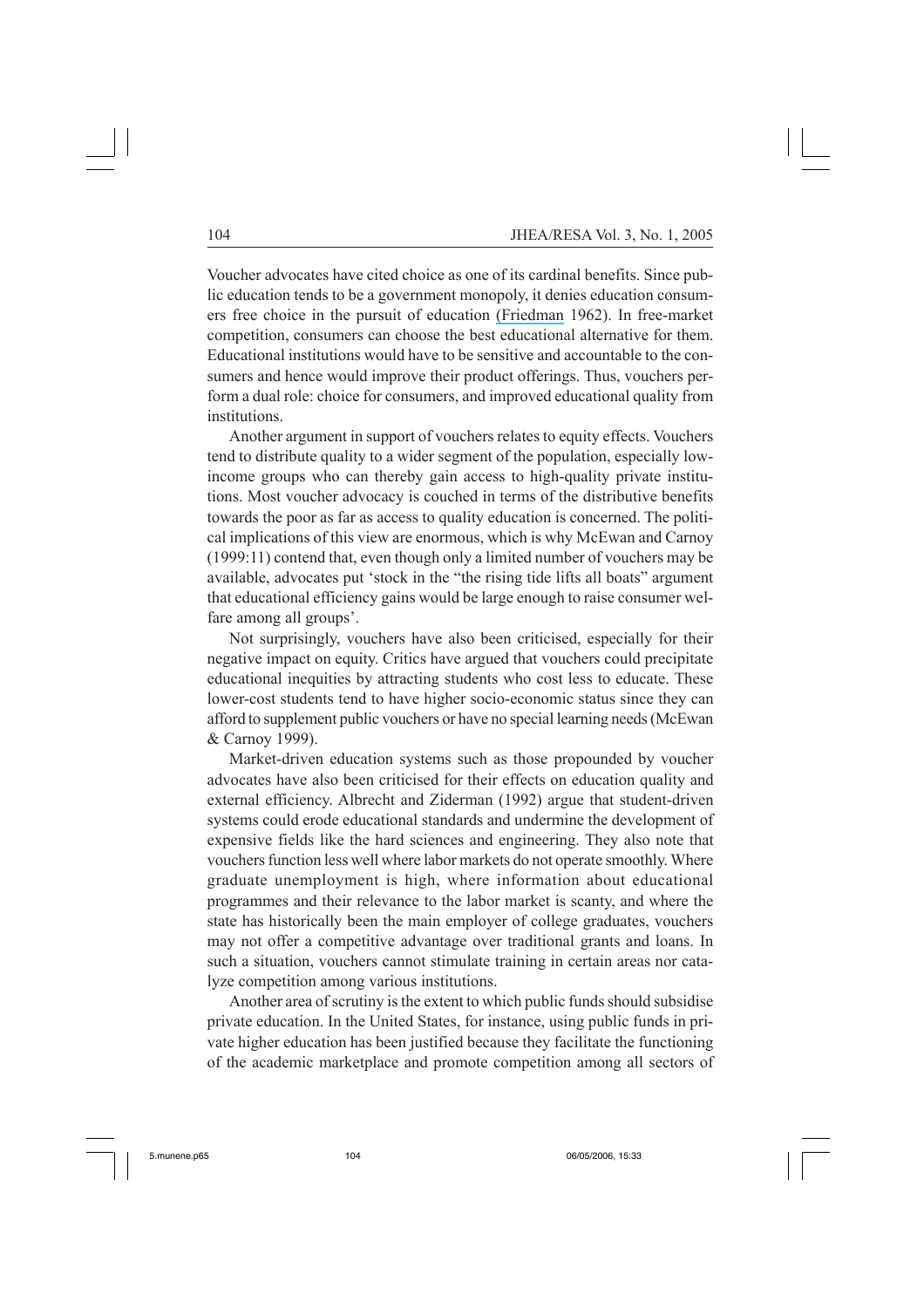Voucher advocates have cited choice as one of its cardinal benefits. Since public education tends to be a government monopoly, it denies education consumers free choice in the pursuit of education (Friedman 1962). In free-market competition, consumers can choose the best educational alternative for them. Educational institutions would have to be sensitive and accountable to the consumers and hence would improve their product offerings. Thus, vouchers perform a dual role: choice for consumers, and improved educational quality from institutions.

Another argument in support of vouchers relates to equity effects. Vouchers tend to distribute quality to a wider segment of the population, especially low-income groups who can thereby gain access to high-quality private institutions. Most voucher advocacy is couched in terms of the distributive benefits towards the poor as far as access to quality education is concerned. The political implications of this view are enormous, which is why McEwan and Carnoy (1999:11) contend that, even though only a limited number of vouchers may be available, advocates put 'stock in the "the rising tide lifts all boats" argument that educational efficiency gains would be large enough to raise consumer welfare among all groups'.

Not surprisingly, vouchers have also been criticised, especially for their negative impact on equity. Critics have argued that vouchers could precipitate educational inequities by attracting students who cost less to educate. These lower-cost students tend to have higher socio-economic status since they can afford to supplement public vouchers or have no special learning needs (McEwan & Carnoy 1999).

Market-driven education systems such as those propounded by voucher advocates have also been criticised for their effects on education quality and external efficiency. Albrecht and Ziderman (1992) argue that student-driven systems could erode educational standards and undermine the development of expensive fields like the hard sciences and engineering. They also note that vouchers function less well where labor markets do not operate smoothly. Where graduate unemployment is high, where information about educational programmes and their relevance to the labor market is scanty, and where the state has historically been the main employer of college graduates, vouchers may not offer a competitive advantage over traditional grants and loans. In such a situation, vouchers cannot stimulate training in certain areas nor catalyze competition among various institutions.

Another area of scrutiny is the extent to which public funds should subsidise private education. In the United States, for instance, using public funds in private higher education has been justified because they facilitate the functioning of the academic marketplace and promote competition among all sectors of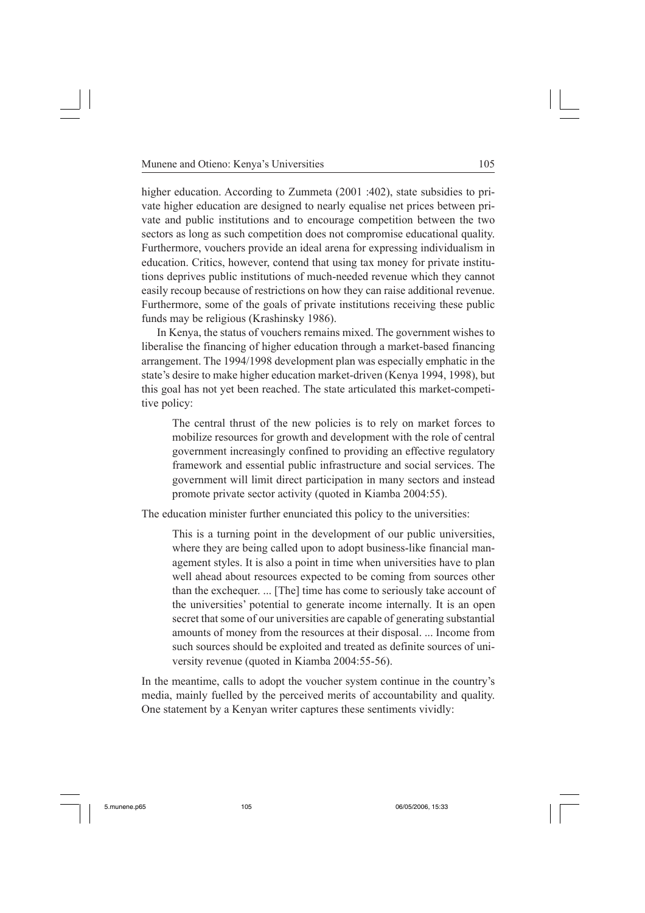higher education. According to Zummeta (2001 :402), state subsidies to private higher education are designed to nearly equalise net prices between private and public institutions and to encourage competition between the two sectors as long as such competition does not compromise educational quality. Furthermore, vouchers provide an ideal arena for expressing individualism in education. Critics, however, contend that using tax money for private institutions deprives public institutions of much-needed revenue which they cannot easily recoup because of restrictions on how they can raise additional revenue. Furthermore, some of the goals of private institutions receiving these public funds may be religious (Krashinsky 1986).

In Kenya, the status of vouchers remains mixed. The government wishes to liberalise the financing of higher education through a market-based financing arrangement. The 1994/1998 development plan was especially emphatic in the state's desire to make higher education market-driven (Kenya 1994, 1998), but this goal has not yet been reached. The state articulated this market-competitive policy:

> The central thrust of the new policies is to rely on market forces to mobilize resources for growth and development with the role of central government increasingly confined to providing an effective regulatory framework and essential public infrastructure and social services. The government will limit direct participation in many sectors and instead promote private sector activity (quoted in Kiamba 2004:55).

The education minister further enunciated this policy to the universities:

> This is a turning point in the development of our public universities, where they are being called upon to adopt business-like financial management styles. It is also a point in time when universities have to plan well ahead about resources expected to be coming from sources other than the exchequer. ... [The] time has come to seriously take account of the universities' potential to generate income internally. It is an open secret that some of our universities are capable of generating substantial amounts of money from the resources at their disposal. ... Income from such sources should be exploited and treated as definite sources of university revenue (quoted in Kiamba 2004:55-56).

In the meantime, calls to adopt the voucher system continue in the country's media, mainly fuelled by the perceived merits of accountability and quality. One statement by a Kenyan writer captures these sentiments vividly: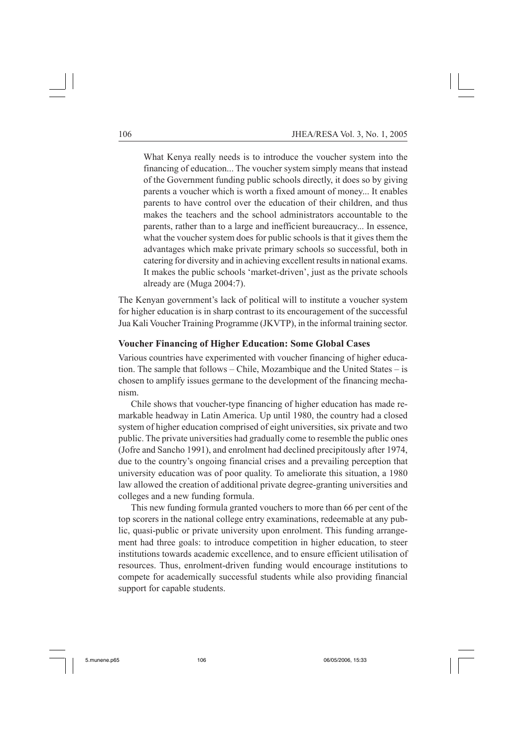> What Kenya really needs is to introduce the voucher system into the financing of education... The voucher system simply means that instead of the Government funding public schools directly, it does so by giving parents a voucher which is worth a fixed amount of money... It enables parents to have control over the education of their children, and thus makes the teachers and the school administrators accountable to the parents, rather than to a large and inefficient bureaucracy... In essence, what the voucher system does for public schools is that it gives them the advantages which make private primary schools so successful, both in catering for diversity and in achieving excellent results in national exams. It makes the public schools 'market-driven', just as the private schools already are (Muga 2004:7).

The Kenyan government's lack of political will to institute a voucher system for higher education is in sharp contrast to its encouragement of the successful Jua Kali Voucher Training Programme (JKVTP), in the informal training sector.

### Voucher Financing of Higher Education: Some Global Cases

Various countries have experimented with voucher financing of higher education. The sample that follows – Chile, Mozambique and the United States – is chosen to amplify issues germane to the development of the financing mechanism.

Chile shows that voucher-type financing of higher education has made remarkable headway in Latin America. Up until 1980, the country had a closed system of higher education comprised of eight universities, six private and two public. The private universities had gradually come to resemble the public ones (Jofre and Sancho 1991), and enrolment had declined precipitously after 1974, due to the country's ongoing financial crises and a prevailing perception that university education was of poor quality. To ameliorate this situation, a 1980 law allowed the creation of additional private degree-granting universities and colleges and a new funding formula.

This new funding formula granted vouchers to more than 66 per cent of the top scorers in the national college entry examinations, redeemable at any public, quasi-public or private university upon enrolment. This funding arrangement had three goals: to introduce competition in higher education, to steer institutions towards academic excellence, and to ensure efficient utilisation of resources. Thus, enrolment-driven funding would encourage institutions to compete for academically successful students while also providing financial support for capable students.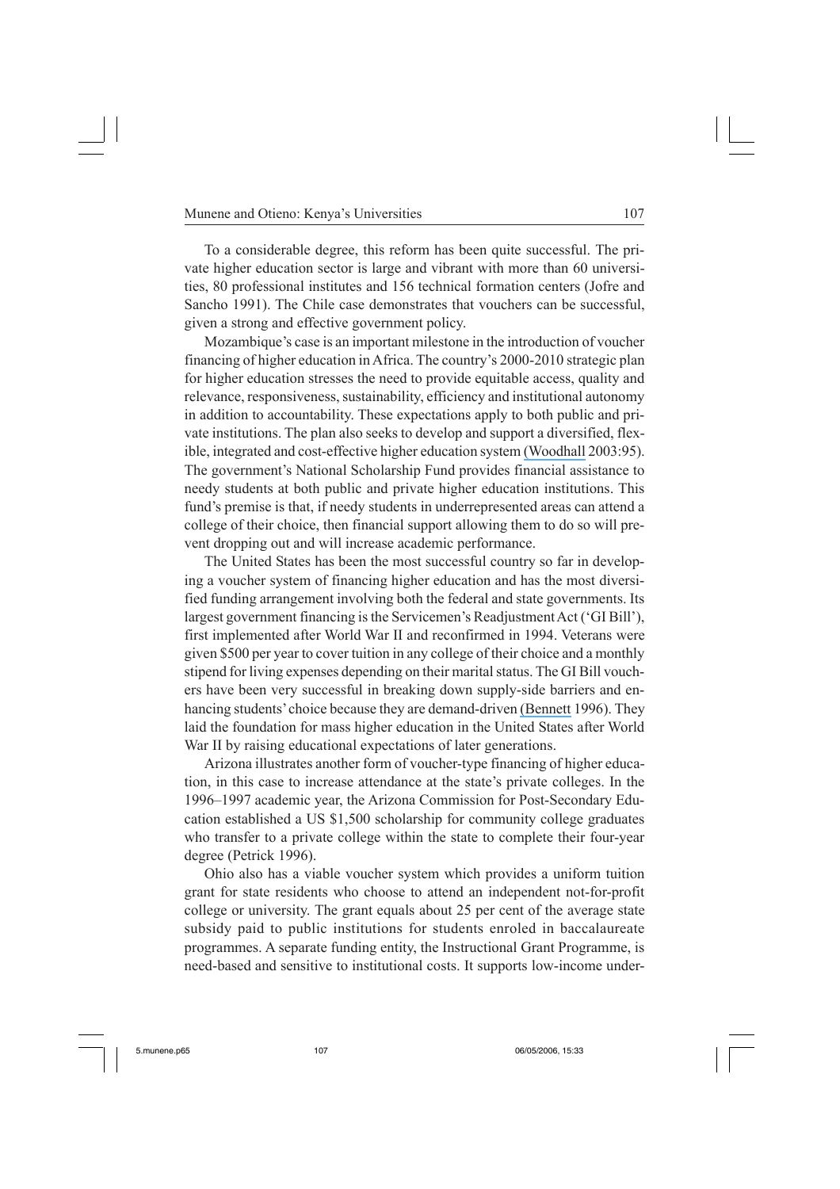To a considerable degree, this reform has been quite successful. The private higher education sector is large and vibrant with more than 60 universities, 80 professional institutes and 156 technical formation centers (Jofre and Sancho 1991). The Chile case demonstrates that vouchers can be successful, given a strong and effective government policy.

Mozambique's case is an important milestone in the introduction of voucher financing of higher education in Africa. The country's 2000-2010 strategic plan for higher education stresses the need to provide equitable access, quality and relevance, responsiveness, sustainability, efficiency and institutional autonomy in addition to accountability. These expectations apply to both public and private institutions. The plan also seeks to develop and support a diversified, flexible, integrated and cost-effective higher education system (Woodhall 2003:95). The government's National Scholarship Fund provides financial assistance to needy students at both public and private higher education institutions. This fund's premise is that, if needy students in underrepresented areas can attend a college of their choice, then financial support allowing them to do so will prevent dropping out and will increase academic performance.

The United States has been the most successful country so far in developing a voucher system of financing higher education and has the most diversified funding arrangement involving both the federal and state governments. Its largest government financing is the Servicemen's Readjustment Act ('GI Bill'), first implemented after World War II and reconfirmed in 1994. Veterans were given $500 per year to cover tuition in any college of their choice and a monthly stipend for living expenses depending on their marital status. The GI Bill vouchers have been very successful in breaking down supply-side barriers and enhancing students' choice because they are demand-driven (Bennett 1996). They laid the foundation for mass higher education in the United States after World War II by raising educational expectations of later generations.

Arizona illustrates another form of voucher-type financing of higher education, in this case to increase attendance at the state's private colleges. In the 1996–1997 academic year, the Arizona Commission for Post-Secondary Education established a US $1,500 scholarship for community college graduates who transfer to a private college within the state to complete their four-year degree (Petrick 1996).

Ohio also has a viable voucher system which provides a uniform tuition grant for state residents who choose to attend an independent not-for-profit college or university. The grant equals about 25 per cent of the average state subsidy paid to public institutions for students enroled in baccalaureate programmes. A separate funding entity, the Instructional Grant Programme, is need-based and sensitive to institutional costs. It supports low-income under-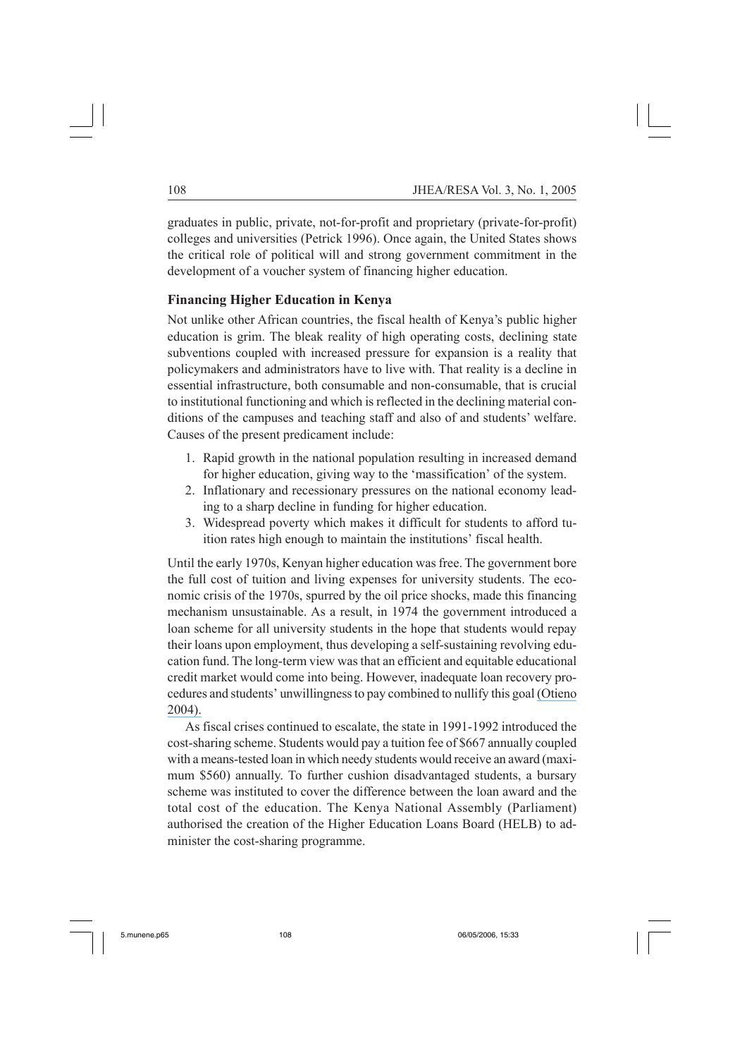graduates in public, private, not-for-profit and proprietary (private-for-profit) colleges and universities (Petrick 1996). Once again, the United States shows the critical role of political will and strong government commitment in the development of a voucher system of financing higher education.

### Financing Higher Education in Kenya

Not unlike other African countries, the fiscal health of Kenya's public higher education is grim. The bleak reality of high operating costs, declining state subventions coupled with increased pressure for expansion is a reality that policymakers and administrators have to live with. That reality is a decline in essential infrastructure, both consumable and non-consumable, that is crucial to institutional functioning and which is reflected in the declining material conditions of the campuses and teaching staff and also of and students' welfare. Causes of the present predicament include:

1. Rapid growth in the national population resulting in increased demand for higher education, giving way to the 'massification' of the system.
2. Inflationary and recessionary pressures on the national economy leading to a sharp decline in funding for higher education.
3. Widespread poverty which makes it difficult for students to afford tuition rates high enough to maintain the institutions' fiscal health.

Until the early 1970s, Kenyan higher education was free. The government bore the full cost of tuition and living expenses for university students. The economic crisis of the 1970s, spurred by the oil price shocks, made this financing mechanism unsustainable. As a result, in 1974 the government introduced a loan scheme for all university students in the hope that students would repay their loans upon employment, thus developing a self-sustaining revolving education fund. The long-term view was that an efficient and equitable educational credit market would come into being. However, inadequate loan recovery procedures and students' unwillingness to pay combined to nullify this goal (Otieno 2004).

As fiscal crises continued to escalate, the state in 1991-1992 introduced the cost-sharing scheme. Students would pay a tuition fee of \$667 annually coupled with a means-tested loan in which needy students would receive an award (maximum \$560) annually. To further cushion disadvantaged students, a bursary scheme was instituted to cover the difference between the loan award and the total cost of the education. The Kenya National Assembly (Parliament) authorised the creation of the Higher Education Loans Board (HELB) to administer the cost-sharing programme.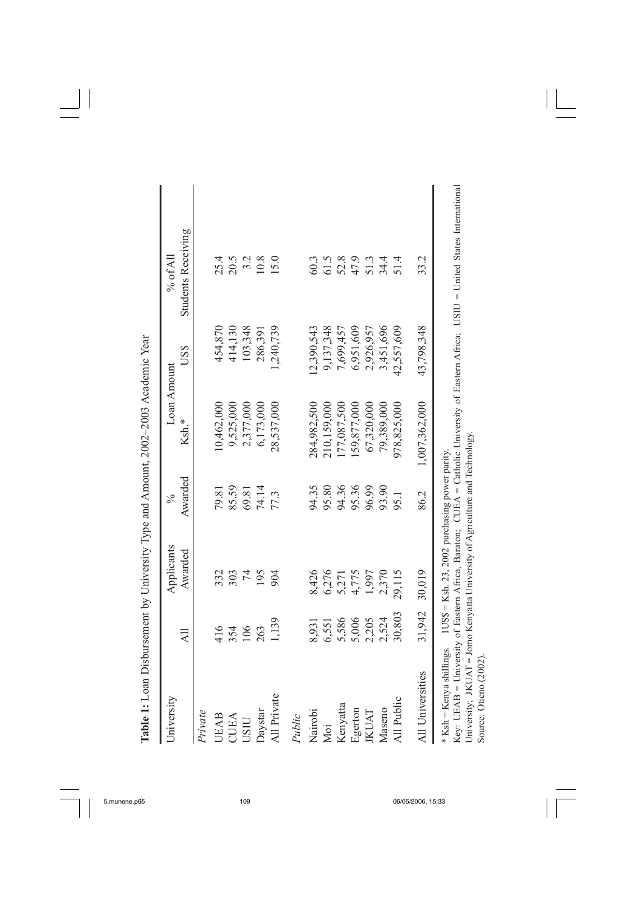**Table 1:** Loan Disbursement by University Type and Amount, 2002–2003 Academic Year

| University | All | Applicants Awarded | % Awarded | Loan Amount Ksh.* | US$ | % of All Students Receiving |
|---|---|---|---|---|---|---|
| *Private* | | | | | | |
| UEAB | 416 | 332 | 79.81 | 10,462,000 | 454,870 | 25.4 |
| CUEA | 354 | 303 | 85.59 | 9,525,000 | 414,130 | 20.5 |
| USIU | 106 | 74 | 69.81 | 2,377,000 | 103,348 | 3.2 |
| Daystar | 263 | 195 | 74.14 | 6,173,000 | 286,391 | 10.8 |
| All Private | 1,139 | 904 | 77.3 | 28,537,000 | 1,240,739 | 15.0 |
| *Public* | | | | | | |
| Nairobi | 8,931 | 8,426 | 94.35 | 284,982,500 | 12,390,543 | 60.3 |
| Moi | 6,551 | 6,276 | 95.80 | 210,159,000 | 9,137,348 | 61.5 |
| Kenyatta | 5,586 | 5,271 | 94.36 | 177,087,500 | 7,699,457 | 52.8 |
| Egerton | 5,006 | 4,775 | 95.36 | 159,877,000 | 6,951,609 | 47.9 |
| JKUAT | 2,205 | 1,997 | 96.99 | 67,320,000 | 2,926,957 | 51.3 |
| Maseno | 2,524 | 2,370 | 93.90 | 79,389,000 | 3,451,696 | 34.4 |
| All Public | 30,803 | 29,115 | 95.1 | 978,825,000 | 42,557,609 | 51.4 |
| All Universities | 31,942 | 30,019 | 86.2 | 1,007,362,000 | 43,798,348 | 33.2 |

\* Ksh = Kenya shillings. 1US$ = Ksh. 23, 2002 purchasing power parity.

Key: UEAB = University of Eastern Africa, Baraton; CUEA = Catholic University of Eastern Africa; USIU = United States International University; JKUAT = Jomo Kenyatta University of Agriculture and Technology.

Source: Otieno (2002).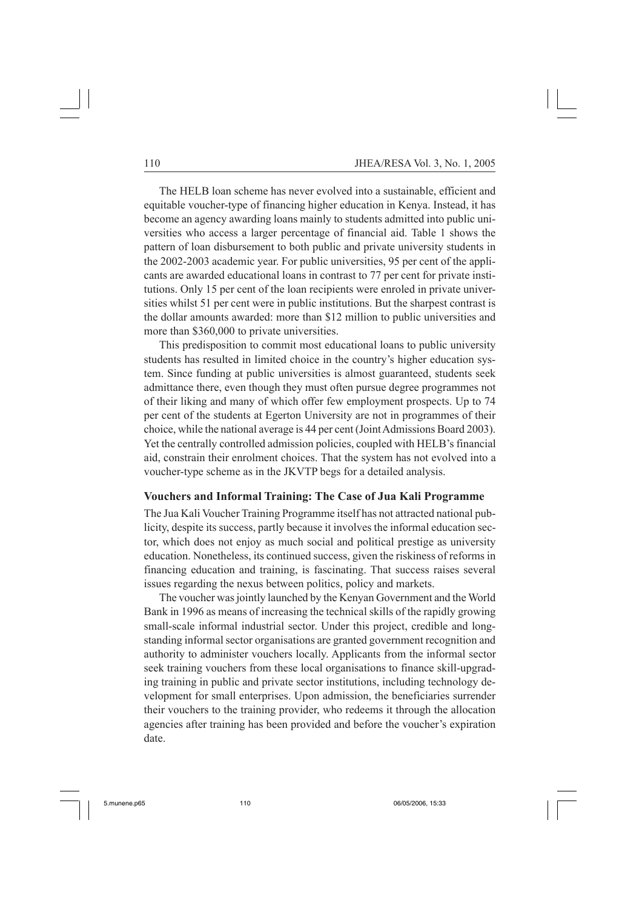The HELB loan scheme has never evolved into a sustainable, efficient and equitable voucher-type of financing higher education in Kenya. Instead, it has become an agency awarding loans mainly to students admitted into public universities who access a larger percentage of financial aid. Table 1 shows the pattern of loan disbursement to both public and private university students in the 2002-2003 academic year. For public universities, 95 per cent of the applicants are awarded educational loans in contrast to 77 per cent for private institutions. Only 15 per cent of the loan recipients were enroled in private universities whilst 51 per cent were in public institutions. But the sharpest contrast is the dollar amounts awarded: more than $12 million to public universities and more than $360,000 to private universities.

This predisposition to commit most educational loans to public university students has resulted in limited choice in the country's higher education system. Since funding at public universities is almost guaranteed, students seek admittance there, even though they must often pursue degree programmes not of their liking and many of which offer few employment prospects. Up to 74 per cent of the students at Egerton University are not in programmes of their choice, while the national average is 44 per cent (Joint Admissions Board 2003). Yet the centrally controlled admission policies, coupled with HELB's financial aid, constrain their enrolment choices. That the system has not evolved into a voucher-type scheme as in the JKVTP begs for a detailed analysis.

### Vouchers and Informal Training: The Case of Jua Kali Programme

The Jua Kali Voucher Training Programme itself has not attracted national publicity, despite its success, partly because it involves the informal education sector, which does not enjoy as much social and political prestige as university education. Nonetheless, its continued success, given the riskiness of reforms in financing education and training, is fascinating. That success raises several issues regarding the nexus between politics, policy and markets.

The voucher was jointly launched by the Kenyan Government and the World Bank in 1996 as means of increasing the technical skills of the rapidly growing small-scale informal industrial sector. Under this project, credible and long-standing informal sector organisations are granted government recognition and authority to administer vouchers locally. Applicants from the informal sector seek training vouchers from these local organisations to finance skill-upgrading training in public and private sector institutions, including technology development for small enterprises. Upon admission, the beneficiaries surrender their vouchers to the training provider, who redeems it through the allocation agencies after training has been provided and before the voucher's expiration date.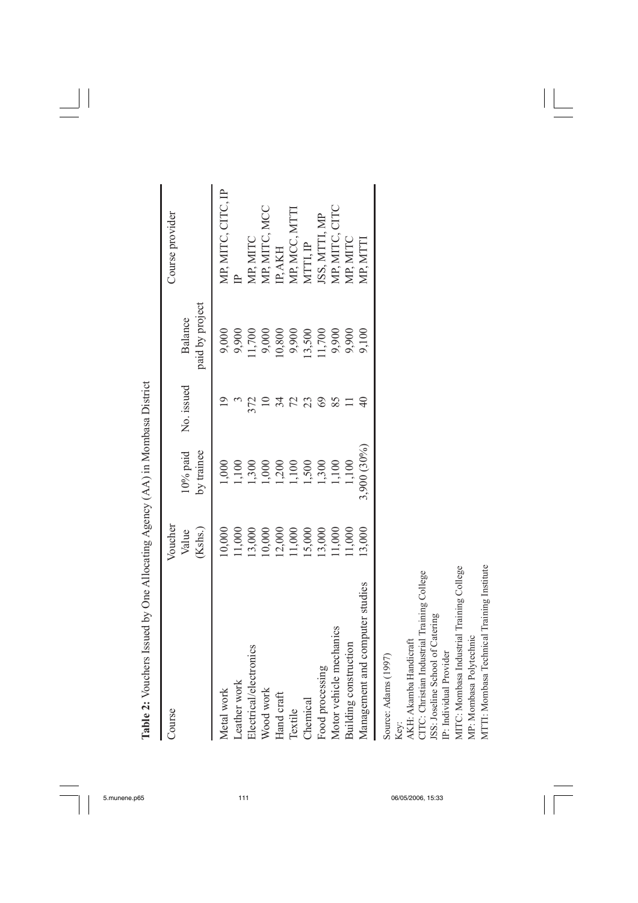**Table 2:** Vouchers Issued by One Allocating Agency (AA) in Mombasa District

| Course | Voucher Value (Kshs.) | 10% paid by trainee | No. issued | Balance paid by project | Course provider |
|---|---|---|---|---|---|
| Metal work | 10,000 | 1,000 | 19 | 9,000 | MP, MITC, CITC, IP |
| Leather work | 11,000 | 1,100 | 3 | 9,900 | IP |
| Electrical/electronics | 13,000 | 1,300 | 372 | 11,700 | MP, MITC |
| Wood work | 10,000 | 1,000 | 10 | 9,000 | MP, MITC, MCC |
| Hand craft | 12,000 | 1,200 | 34 | 10,800 | IP, AKH |
| Textile | 11,000 | 1,100 | 72 | 9,900 | MP, MCC, MTTI |
| Chemical | 15,000 | 1,500 | 23 | 13,500 | MTTI, IP |
| Food processing | 13,000 | 1,300 | 69 | 11,700 | JSS, MTTI, MP |
| Motor vehicle mechanics | 11,000 | 1,100 | 85 | 9,900 | MP, MITC, CITC |
| Building construction | 11,000 | 1,100 | 11 | 9,900 | MP, MITC |
| Management and computer studies | 13,000 | 3,900 (30%) | 40 | 9,100 | MP, MTTI |

Source: Adams (1997)

Key:
AKH: Akamba Handicraft
CITC: Christian Industrial Training College
JSS: Joseline School of Catering
IP: Individual Provider
MITC: Mombasa Industrial Training College
MP: Mombasa Polytechnic
MTTI: Mombasa Technical Training Institute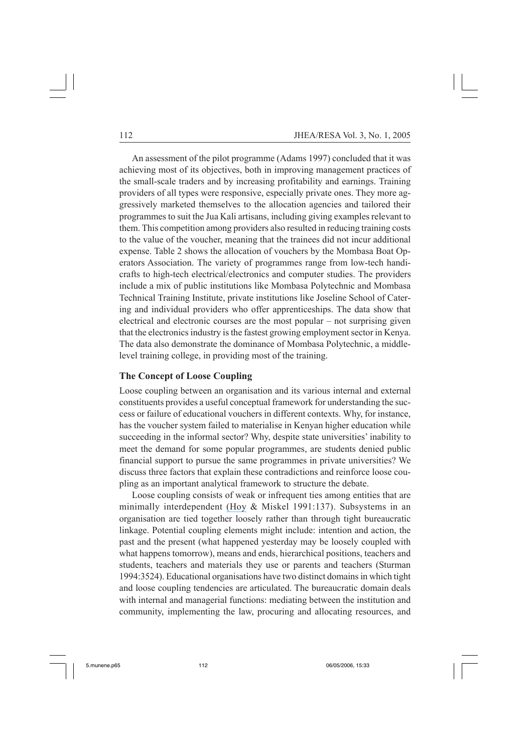An assessment of the pilot programme (Adams 1997) concluded that it was achieving most of its objectives, both in improving management practices of the small-scale traders and by increasing profitability and earnings. Training providers of all types were responsive, especially private ones. They more aggressively marketed themselves to the allocation agencies and tailored their programmes to suit the Jua Kali artisans, including giving examples relevant to them. This competition among providers also resulted in reducing training costs to the value of the voucher, meaning that the trainees did not incur additional expense. Table 2 shows the allocation of vouchers by the Mombasa Boat Operators Association. The variety of programmes range from low-tech handicrafts to high-tech electrical/electronics and computer studies. The providers include a mix of public institutions like Mombasa Polytechnic and Mombasa Technical Training Institute, private institutions like Joseline School of Catering and individual providers who offer apprenticeships. The data show that electrical and electronic courses are the most popular – not surprising given that the electronics industry is the fastest growing employment sector in Kenya. The data also demonstrate the dominance of Mombasa Polytechnic, a middle-level training college, in providing most of the training.

### The Concept of Loose Coupling

Loose coupling between an organisation and its various internal and external constituents provides a useful conceptual framework for understanding the success or failure of educational vouchers in different contexts. Why, for instance, has the voucher system failed to materialise in Kenyan higher education while succeeding in the informal sector? Why, despite state universities' inability to meet the demand for some popular programmes, are students denied public financial support to pursue the same programmes in private universities? We discuss three factors that explain these contradictions and reinforce loose coupling as an important analytical framework to structure the debate.

Loose coupling consists of weak or infrequent ties among entities that are minimally interdependent (Hoy & Miskel 1991:137). Subsystems in an organisation are tied together loosely rather than through tight bureaucratic linkage. Potential coupling elements might include: intention and action, the past and the present (what happened yesterday may be loosely coupled with what happens tomorrow), means and ends, hierarchical positions, teachers and students, teachers and materials they use or parents and teachers (Sturman 1994:3524). Educational organisations have two distinct domains in which tight and loose coupling tendencies are articulated. The bureaucratic domain deals with internal and managerial functions: mediating between the institution and community, implementing the law, procuring and allocating resources, and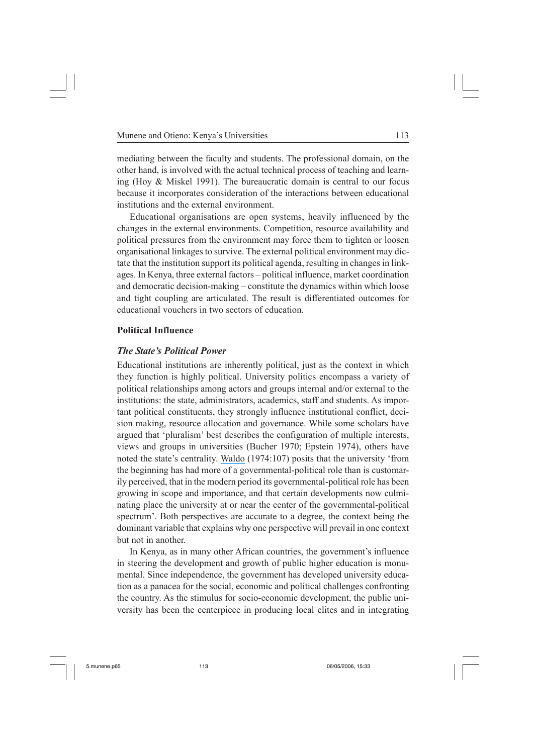mediating between the faculty and students. The professional domain, on the other hand, is involved with the actual technical process of teaching and learning (Hoy & Miskel 1991). The bureaucratic domain is central to our focus because it incorporates consideration of the interactions between educational institutions and the external environment.

Educational organisations are open systems, heavily influenced by the changes in the external environments. Competition, resource availability and political pressures from the environment may force them to tighten or loosen organisational linkages to survive. The external political environment may dictate that the institution support its political agenda, resulting in changes in linkages. In Kenya, three external factors – political influence, market coordination and democratic decision-making – constitute the dynamics within which loose and tight coupling are articulated. The result is differentiated outcomes for educational vouchers in two sectors of education.

### Political Influence

#### *The State's Political Power*

Educational institutions are inherently political, just as the context in which they function is highly political. University politics encompass a variety of political relationships among actors and groups internal and/or external to the institutions: the state, administrators, academics, staff and students. As important political constituents, they strongly influence institutional conflict, decision making, resource allocation and governance. While some scholars have argued that 'pluralism' best describes the configuration of multiple interests, views and groups in universities (Bucher 1970; Epstein 1974), others have noted the state's centrality. Waldo (1974:107) posits that the university 'from the beginning has had more of a governmental-political role than is customarily perceived, that in the modern period its governmental-political role has been growing in scope and importance, and that certain developments now culminating place the university at or near the center of the governmental-political spectrum'. Both perspectives are accurate to a degree, the context being the dominant variable that explains why one perspective will prevail in one context but not in another.

In Kenya, as in many other African countries, the government's influence in steering the development and growth of public higher education is monumental. Since independence, the government has developed university education as a panacea for the social, economic and political challenges confronting the country. As the stimulus for socio-economic development, the public university has been the centerpiece in producing local elites and in integrating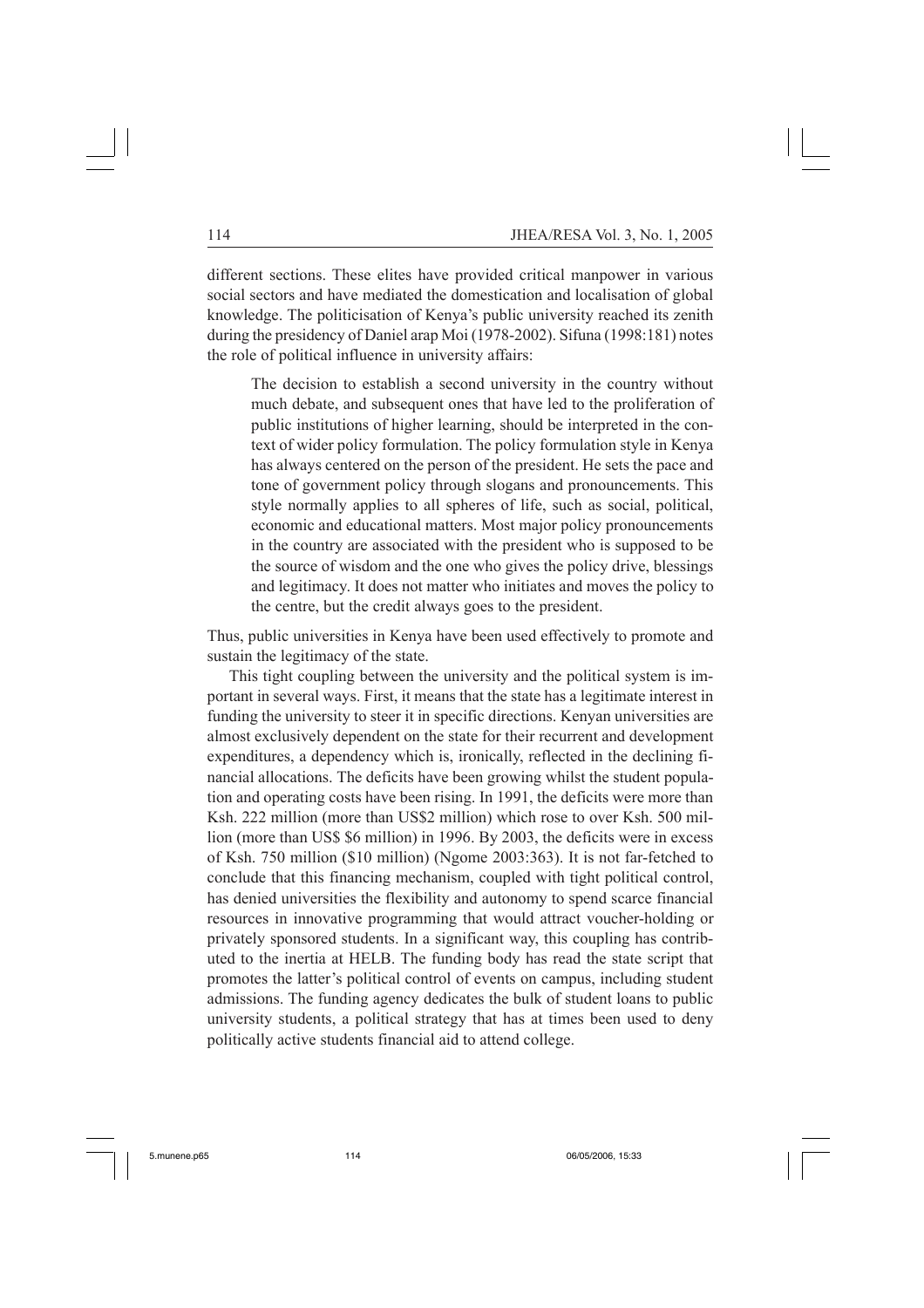different sections. These elites have provided critical manpower in various social sectors and have mediated the domestication and localisation of global knowledge. The politicisation of Kenya's public university reached its zenith during the presidency of Daniel arap Moi (1978-2002). Sifuna (1998:181) notes the role of political influence in university affairs:

> The decision to establish a second university in the country without much debate, and subsequent ones that have led to the proliferation of public institutions of higher learning, should be interpreted in the context of wider policy formulation. The policy formulation style in Kenya has always centered on the person of the president. He sets the pace and tone of government policy through slogans and pronouncements. This style normally applies to all spheres of life, such as social, political, economic and educational matters. Most major policy pronouncements in the country are associated with the president who is supposed to be the source of wisdom and the one who gives the policy drive, blessings and legitimacy. It does not matter who initiates and moves the policy to the centre, but the credit always goes to the president.

Thus, public universities in Kenya have been used effectively to promote and sustain the legitimacy of the state.

This tight coupling between the university and the political system is important in several ways. First, it means that the state has a legitimate interest in funding the university to steer it in specific directions. Kenyan universities are almost exclusively dependent on the state for their recurrent and development expenditures, a dependency which is, ironically, reflected in the declining financial allocations. The deficits have been growing whilst the student population and operating costs have been rising. In 1991, the deficits were more than Ksh. 222 million (more than US$2 million) which rose to over Ksh. 500 million (more than US$ $6 million) in 1996. By 2003, the deficits were in excess of Ksh. 750 million ($10 million) (Ngome 2003:363). It is not far-fetched to conclude that this financing mechanism, coupled with tight political control, has denied universities the flexibility and autonomy to spend scarce financial resources in innovative programming that would attract voucher-holding or privately sponsored students. In a significant way, this coupling has contributed to the inertia at HELB. The funding body has read the state script that promotes the latter's political control of events on campus, including student admissions. The funding agency dedicates the bulk of student loans to public university students, a political strategy that has at times been used to deny politically active students financial aid to attend college.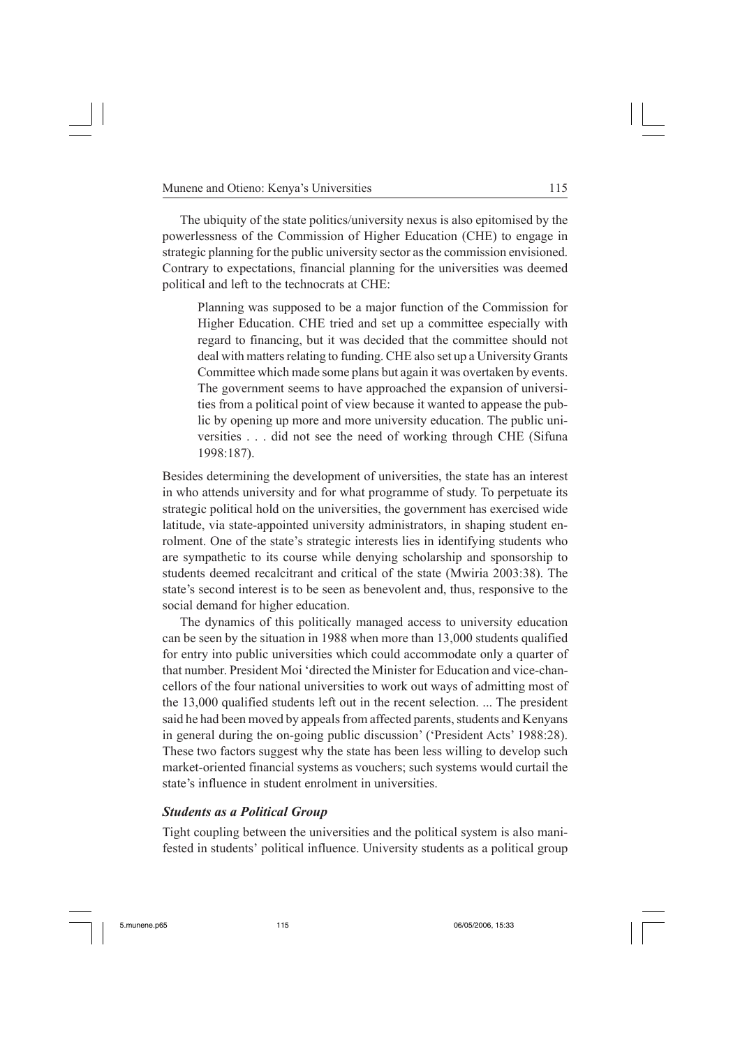The ubiquity of the state politics/university nexus is also epitomised by the powerlessness of the Commission of Higher Education (CHE) to engage in strategic planning for the public university sector as the commission envisioned. Contrary to expectations, financial planning for the universities was deemed political and left to the technocrats at CHE:

> Planning was supposed to be a major function of the Commission for Higher Education. CHE tried and set up a committee especially with regard to financing, but it was decided that the committee should not deal with matters relating to funding. CHE also set up a University Grants Committee which made some plans but again it was overtaken by events. The government seems to have approached the expansion of universities from a political point of view because it wanted to appease the public by opening up more and more university education. The public universities . . . did not see the need of working through CHE (Sifuna 1998:187).

Besides determining the development of universities, the state has an interest in who attends university and for what programme of study. To perpetuate its strategic political hold on the universities, the government has exercised wide latitude, via state-appointed university administrators, in shaping student enrolment. One of the state's strategic interests lies in identifying students who are sympathetic to its course while denying scholarship and sponsorship to students deemed recalcitrant and critical of the state (Mwiria 2003:38). The state's second interest is to be seen as benevolent and, thus, responsive to the social demand for higher education.

The dynamics of this politically managed access to university education can be seen by the situation in 1988 when more than 13,000 students qualified for entry into public universities which could accommodate only a quarter of that number. President Moi 'directed the Minister for Education and vice-chancellors of the four national universities to work out ways of admitting most of the 13,000 qualified students left out in the recent selection. ... The president said he had been moved by appeals from affected parents, students and Kenyans in general during the on-going public discussion' ('President Acts' 1988:28). These two factors suggest why the state has been less willing to develop such market-oriented financial systems as vouchers; such systems would curtail the state's influence in student enrolment in universities.

### *Students as a Political Group*

Tight coupling between the universities and the political system is also manifested in students' political influence. University students as a political group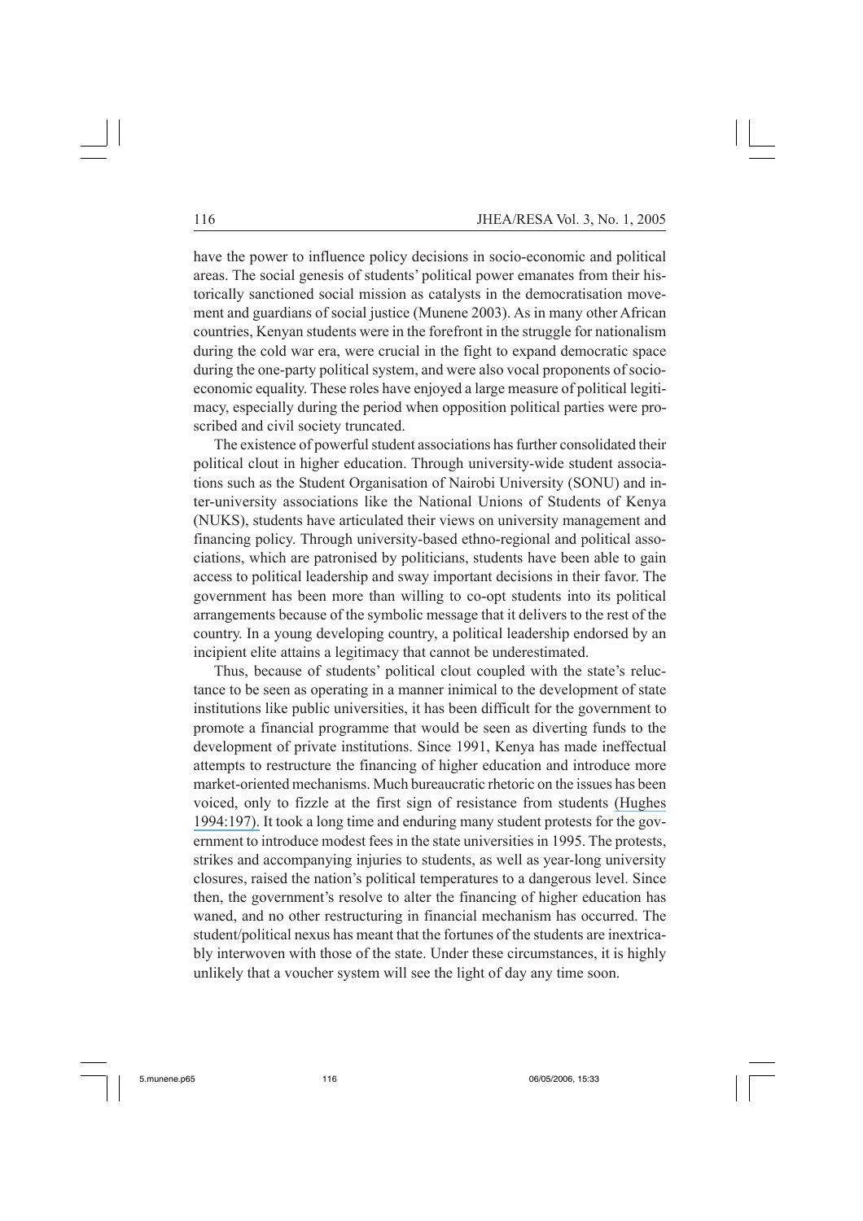have the power to influence policy decisions in socio-economic and political areas. The social genesis of students' political power emanates from their historically sanctioned social mission as catalysts in the democratisation movement and guardians of social justice (Munene 2003). As in many other African countries, Kenyan students were in the forefront in the struggle for nationalism during the cold war era, were crucial in the fight to expand democratic space during the one-party political system, and were also vocal proponents of socio-economic equality. These roles have enjoyed a large measure of political legitimacy, especially during the period when opposition political parties were proscribed and civil society truncated.

The existence of powerful student associations has further consolidated their political clout in higher education. Through university-wide student associations such as the Student Organisation of Nairobi University (SONU) and inter-university associations like the National Unions of Students of Kenya (NUKS), students have articulated their views on university management and financing policy. Through university-based ethno-regional and political associations, which are patronised by politicians, students have been able to gain access to political leadership and sway important decisions in their favor. The government has been more than willing to co-opt students into its political arrangements because of the symbolic message that it delivers to the rest of the country. In a young developing country, a political leadership endorsed by an incipient elite attains a legitimacy that cannot be underestimated.

Thus, because of students' political clout coupled with the state's reluctance to be seen as operating in a manner inimical to the development of state institutions like public universities, it has been difficult for the government to promote a financial programme that would be seen as diverting funds to the development of private institutions. Since 1991, Kenya has made ineffectual attempts to restructure the financing of higher education and introduce more market-oriented mechanisms. Much bureaucratic rhetoric on the issues has been voiced, only to fizzle at the first sign of resistance from students (Hughes 1994:197). It took a long time and enduring many student protests for the government to introduce modest fees in the state universities in 1995. The protests, strikes and accompanying injuries to students, as well as year-long university closures, raised the nation's political temperatures to a dangerous level. Since then, the government's resolve to alter the financing of higher education has waned, and no other restructuring in financial mechanism has occurred. The student/political nexus has meant that the fortunes of the students are inextricably interwoven with those of the state. Under these circumstances, it is highly unlikely that a voucher system will see the light of day any time soon.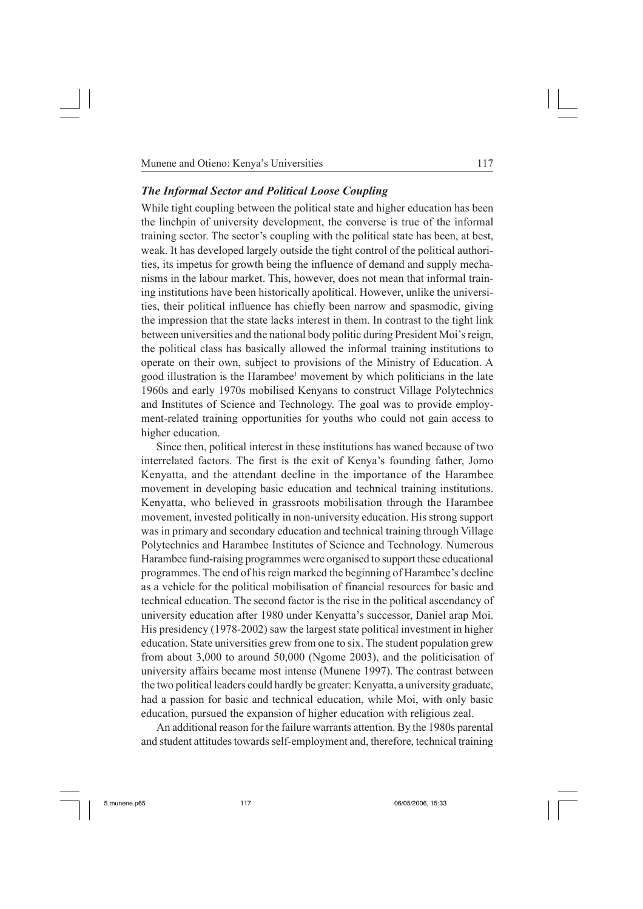### *The Informal Sector and Political Loose Coupling*

While tight coupling between the political state and higher education has been the linchpin of university development, the converse is true of the informal training sector. The sector's coupling with the political state has been, at best, weak. It has developed largely outside the tight control of the political authorities, its impetus for growth being the influence of demand and supply mechanisms in the labour market. This, however, does not mean that informal training institutions have been historically apolitical. However, unlike the universities, their political influence has chiefly been narrow and spasmodic, giving the impression that the state lacks interest in them. In contrast to the tight link between universities and the national body politic during President Moi's reign, the political class has basically allowed the informal training institutions to operate on their own, subject to provisions of the Ministry of Education. A good illustration is the Harambee[1] movement by which politicians in the late 1960s and early 1970s mobilised Kenyans to construct Village Polytechnics and Institutes of Science and Technology. The goal was to provide employment-related training opportunities for youths who could not gain access to higher education.

Since then, political interest in these institutions has waned because of two interrelated factors. The first is the exit of Kenya's founding father, Jomo Kenyatta, and the attendant decline in the importance of the Harambee movement in developing basic education and technical training institutions. Kenyatta, who believed in grassroots mobilisation through the Harambee movement, invested politically in non-university education. His strong support was in primary and secondary education and technical training through Village Polytechnics and Harambee Institutes of Science and Technology. Numerous Harambee fund-raising programmes were organised to support these educational programmes. The end of his reign marked the beginning of Harambee's decline as a vehicle for the political mobilisation of financial resources for basic and technical education. The second factor is the rise in the political ascendancy of university education after 1980 under Kenyatta's successor, Daniel arap Moi. His presidency (1978-2002) saw the largest state political investment in higher education. State universities grew from one to six. The student population grew from about 3,000 to around 50,000 (Ngome 2003), and the politicisation of university affairs became most intense (Munene 1997). The contrast between the two political leaders could hardly be greater: Kenyatta, a university graduate, had a passion for basic and technical education, while Moi, with only basic education, pursued the expansion of higher education with religious zeal.

An additional reason for the failure warrants attention. By the 1980s parental and student attitudes towards self-employment and, therefore, technical training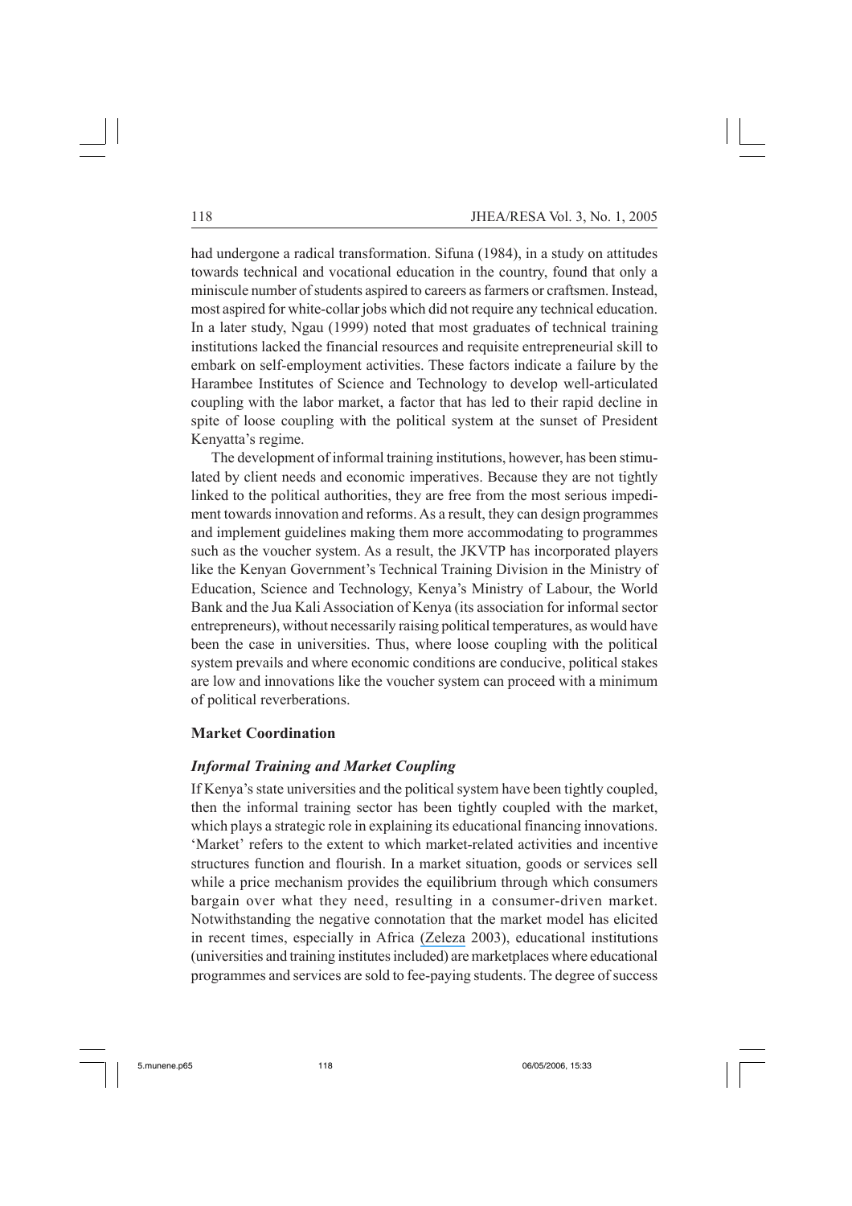had undergone a radical transformation. Sifuna (1984), in a study on attitudes towards technical and vocational education in the country, found that only a miniscule number of students aspired to careers as farmers or craftsmen. Instead, most aspired for white-collar jobs which did not require any technical education. In a later study, Ngau (1999) noted that most graduates of technical training institutions lacked the financial resources and requisite entrepreneurial skill to embark on self-employment activities. These factors indicate a failure by the Harambee Institutes of Science and Technology to develop well-articulated coupling with the labor market, a factor that has led to their rapid decline in spite of loose coupling with the political system at the sunset of President Kenyatta's regime.

The development of informal training institutions, however, has been stimulated by client needs and economic imperatives. Because they are not tightly linked to the political authorities, they are free from the most serious impediment towards innovation and reforms. As a result, they can design programmes and implement guidelines making them more accommodating to programmes such as the voucher system. As a result, the JKVTP has incorporated players like the Kenyan Government's Technical Training Division in the Ministry of Education, Science and Technology, Kenya's Ministry of Labour, the World Bank and the Jua Kali Association of Kenya (its association for informal sector entrepreneurs), without necessarily raising political temperatures, as would have been the case in universities. Thus, where loose coupling with the political system prevails and where economic conditions are conducive, political stakes are low and innovations like the voucher system can proceed with a minimum of political reverberations.

## Market Coordination

### *Informal Training and Market Coupling*

If Kenya's state universities and the political system have been tightly coupled, then the informal training sector has been tightly coupled with the market, which plays a strategic role in explaining its educational financing innovations. 'Market' refers to the extent to which market-related activities and incentive structures function and flourish. In a market situation, goods or services sell while a price mechanism provides the equilibrium through which consumers bargain over what they need, resulting in a consumer-driven market. Notwithstanding the negative connotation that the market model has elicited in recent times, especially in Africa (Zeleza 2003), educational institutions (universities and training institutes included) are marketplaces where educational programmes and services are sold to fee-paying students. The degree of success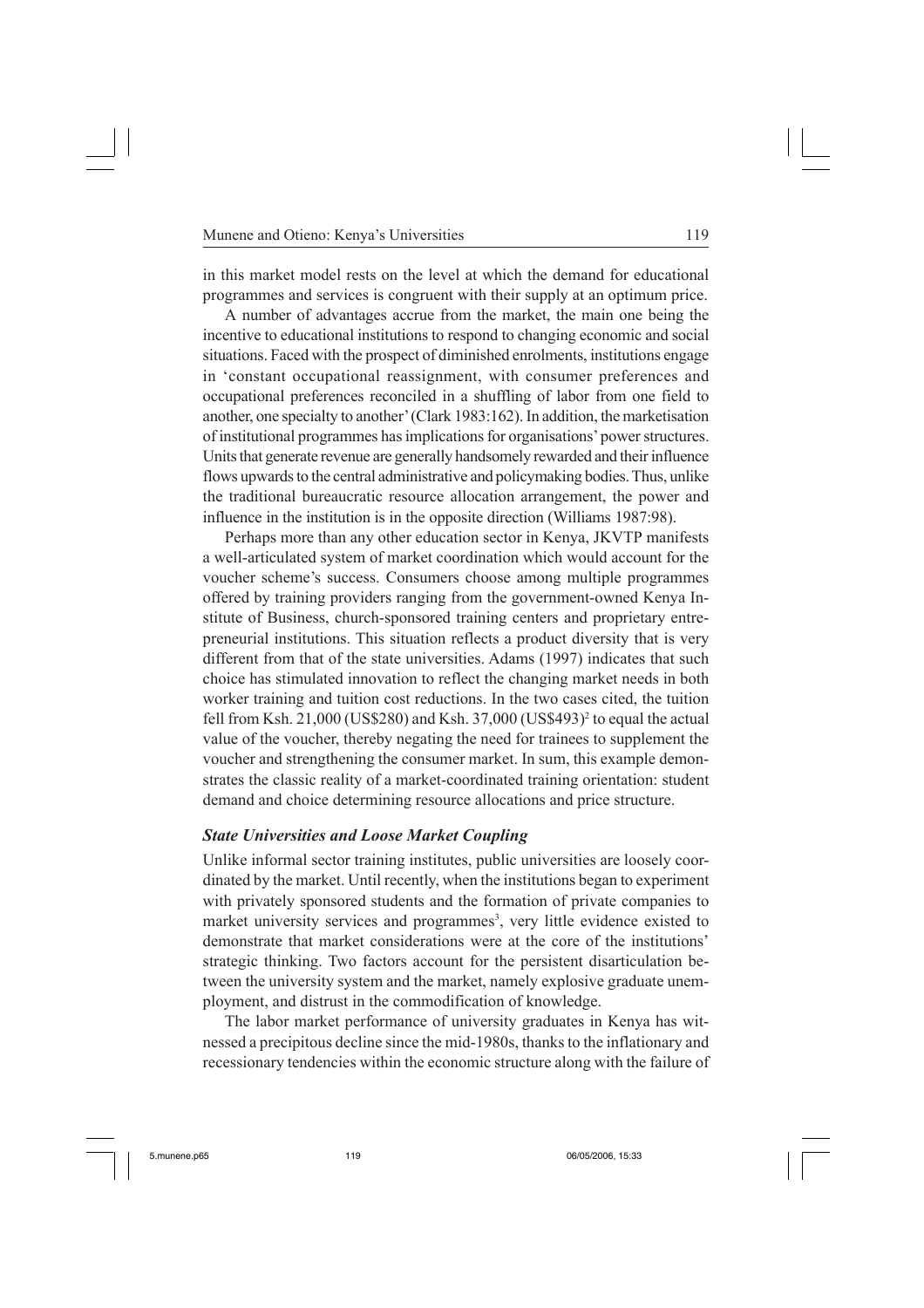in this market model rests on the level at which the demand for educational programmes and services is congruent with their supply at an optimum price.

A number of advantages accrue from the market, the main one being the incentive to educational institutions to respond to changing economic and social situations. Faced with the prospect of diminished enrolments, institutions engage in 'constant occupational reassignment, with consumer preferences and occupational preferences reconciled in a shuffling of labor from one field to another, one specialty to another' (Clark 1983:162). In addition, the marketisation of institutional programmes has implications for organisations' power structures. Units that generate revenue are generally handsomely rewarded and their influence flows upwards to the central administrative and policymaking bodies. Thus, unlike the traditional bureaucratic resource allocation arrangement, the power and influence in the institution is in the opposite direction (Williams 1987:98).

Perhaps more than any other education sector in Kenya, JKVTP manifests a well-articulated system of market coordination which would account for the voucher scheme's success. Consumers choose among multiple programmes offered by training providers ranging from the government-owned Kenya Institute of Business, church-sponsored training centers and proprietary entrepreneurial institutions. This situation reflects a product diversity that is very different from that of the state universities. Adams (1997) indicates that such choice has stimulated innovation to reflect the changing market needs in both worker training and tuition cost reductions. In the two cases cited, the tuition fell from Ksh. 21,000 (US$280) and Ksh. 37,000 (US$493)[2] to equal the actual value of the voucher, thereby negating the need for trainees to supplement the voucher and strengthening the consumer market. In sum, this example demonstrates the classic reality of a market-coordinated training orientation: student demand and choice determining resource allocations and price structure.

### *State Universities and Loose Market Coupling*

Unlike informal sector training institutes, public universities are loosely coordinated by the market. Until recently, when the institutions began to experiment with privately sponsored students and the formation of private companies to market university services and programmes[3], very little evidence existed to demonstrate that market considerations were at the core of the institutions' strategic thinking. Two factors account for the persistent disarticulation between the university system and the market, namely explosive graduate unemployment, and distrust in the commodification of knowledge.

The labor market performance of university graduates in Kenya has witnessed a precipitous decline since the mid-1980s, thanks to the inflationary and recessionary tendencies within the economic structure along with the failure of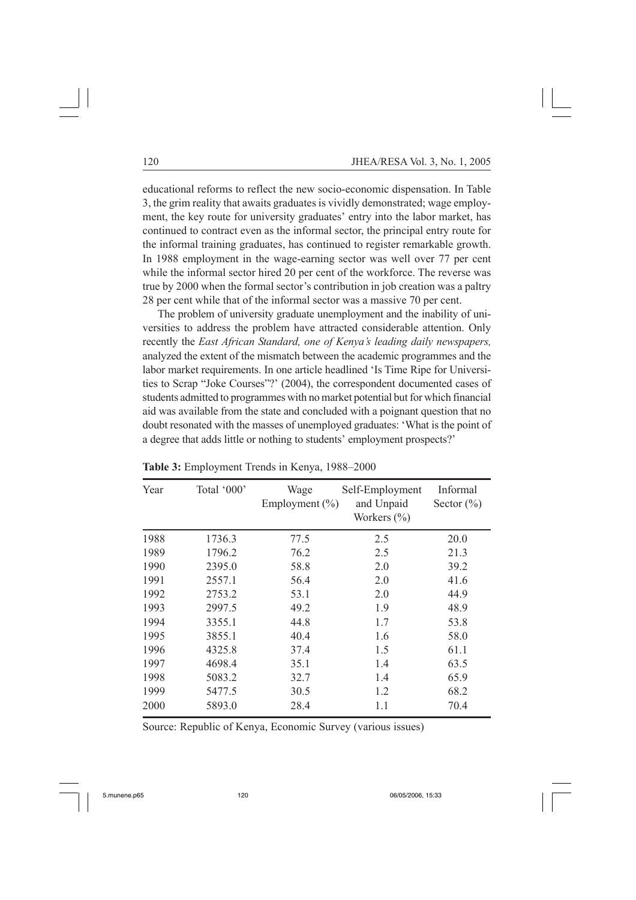educational reforms to reflect the new socio-economic dispensation. In Table 3, the grim reality that awaits graduates is vividly demonstrated; wage employment, the key route for university graduates' entry into the labor market, has continued to contract even as the informal sector, the principal entry route for the informal training graduates, has continued to register remarkable growth. In 1988 employment in the wage-earning sector was well over 77 per cent while the informal sector hired 20 per cent of the workforce. The reverse was true by 2000 when the formal sector's contribution in job creation was a paltry 28 per cent while that of the informal sector was a massive 70 per cent.

The problem of university graduate unemployment and the inability of universities to address the problem have attracted considerable attention. Only recently the *East African Standard, one of Kenya's leading daily newspapers,* analyzed the extent of the mismatch between the academic programmes and the labor market requirements. In one article headlined 'Is Time Ripe for Universities to Scrap "Joke Courses"?' (2004), the correspondent documented cases of students admitted to programmes with no market potential but for which financial aid was available from the state and concluded with a poignant question that no doubt resonated with the masses of unemployed graduates: 'What is the point of a degree that adds little or nothing to students' employment prospects?'

**Table 3:** Employment Trends in Kenya, 1988–2000

| Year | Total '000' | Wage Employment (%) | Self-Employment and Unpaid Workers (%) | Informal Sector (%) |
|---|---|---|---|---|
| 1988 | 1736.3 | 77.5 | 2.5 | 20.0 |
| 1989 | 1796.2 | 76.2 | 2.5 | 21.3 |
| 1990 | 2395.0 | 58.8 | 2.0 | 39.2 |
| 1991 | 2557.1 | 56.4 | 2.0 | 41.6 |
| 1992 | 2753.2 | 53.1 | 2.0 | 44.9 |
| 1993 | 2997.5 | 49.2 | 1.9 | 48.9 |
| 1994 | 3355.1 | 44.8 | 1.7 | 53.8 |
| 1995 | 3855.1 | 40.4 | 1.6 | 58.0 |
| 1996 | 4325.8 | 37.4 | 1.5 | 61.1 |
| 1997 | 4698.4 | 35.1 | 1.4 | 63.5 |
| 1998 | 5083.2 | 32.7 | 1.4 | 65.9 |
| 1999 | 5477.5 | 30.5 | 1.2 | 68.2 |
| 2000 | 5893.0 | 28.4 | 1.1 | 70.4 |

Source: Republic of Kenya, Economic Survey (various issues)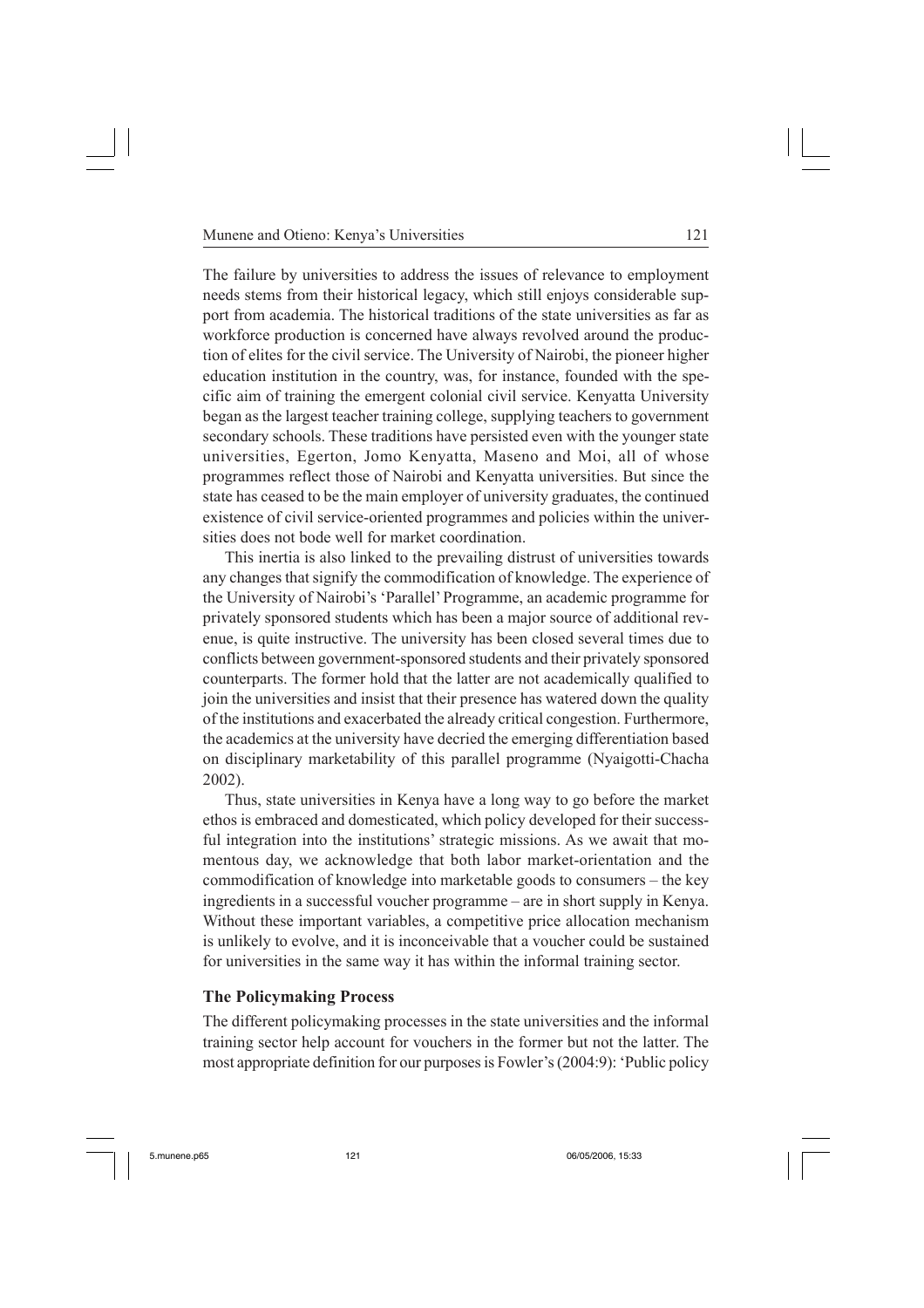The failure by universities to address the issues of relevance to employment needs stems from their historical legacy, which still enjoys considerable support from academia. The historical traditions of the state universities as far as workforce production is concerned have always revolved around the production of elites for the civil service. The University of Nairobi, the pioneer higher education institution in the country, was, for instance, founded with the specific aim of training the emergent colonial civil service. Kenyatta University began as the largest teacher training college, supplying teachers to government secondary schools. These traditions have persisted even with the younger state universities, Egerton, Jomo Kenyatta, Maseno and Moi, all of whose programmes reflect those of Nairobi and Kenyatta universities. But since the state has ceased to be the main employer of university graduates, the continued existence of civil service-oriented programmes and policies within the universities does not bode well for market coordination.

This inertia is also linked to the prevailing distrust of universities towards any changes that signify the commodification of knowledge. The experience of the University of Nairobi's 'Parallel' Programme, an academic programme for privately sponsored students which has been a major source of additional revenue, is quite instructive. The university has been closed several times due to conflicts between government-sponsored students and their privately sponsored counterparts. The former hold that the latter are not academically qualified to join the universities and insist that their presence has watered down the quality of the institutions and exacerbated the already critical congestion. Furthermore, the academics at the university have decried the emerging differentiation based on disciplinary marketability of this parallel programme (Nyaigotti-Chacha 2002).

Thus, state universities in Kenya have a long way to go before the market ethos is embraced and domesticated, which policy developed for their successful integration into the institutions' strategic missions. As we await that momentous day, we acknowledge that both labor market-orientation and the commodification of knowledge into marketable goods to consumers – the key ingredients in a successful voucher programme – are in short supply in Kenya. Without these important variables, a competitive price allocation mechanism is unlikely to evolve, and it is inconceivable that a voucher could be sustained for universities in the same way it has within the informal training sector.

### The Policymaking Process

The different policymaking processes in the state universities and the informal training sector help account for vouchers in the former but not the latter. The most appropriate definition for our purposes is Fowler's (2004:9): 'Public policy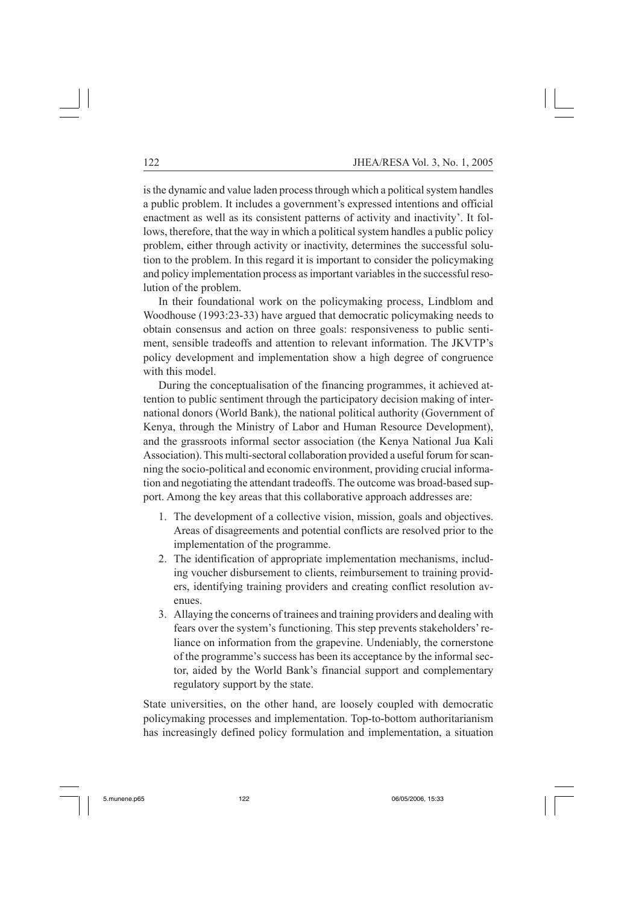is the dynamic and value laden process through which a political system handles a public problem. It includes a government's expressed intentions and official enactment as well as its consistent patterns of activity and inactivity'. It follows, therefore, that the way in which a political system handles a public policy problem, either through activity or inactivity, determines the successful solution to the problem. In this regard it is important to consider the policymaking and policy implementation process as important variables in the successful resolution of the problem.

In their foundational work on the policymaking process, Lindblom and Woodhouse (1993:23-33) have argued that democratic policymaking needs to obtain consensus and action on three goals: responsiveness to public sentiment, sensible tradeoffs and attention to relevant information. The JKVTP's policy development and implementation show a high degree of congruence with this model.

During the conceptualisation of the financing programmes, it achieved attention to public sentiment through the participatory decision making of international donors (World Bank), the national political authority (Government of Kenya, through the Ministry of Labor and Human Resource Development), and the grassroots informal sector association (the Kenya National Jua Kali Association). This multi-sectoral collaboration provided a useful forum for scanning the socio-political and economic environment, providing crucial information and negotiating the attendant tradeoffs. The outcome was broad-based support. Among the key areas that this collaborative approach addresses are:

1. The development of a collective vision, mission, goals and objectives. Areas of disagreements and potential conflicts are resolved prior to the implementation of the programme.
2. The identification of appropriate implementation mechanisms, including voucher disbursement to clients, reimbursement to training providers, identifying training providers and creating conflict resolution avenues.
3. Allaying the concerns of trainees and training providers and dealing with fears over the system's functioning. This step prevents stakeholders' reliance on information from the grapevine. Undeniably, the cornerstone of the programme's success has been its acceptance by the informal sector, aided by the World Bank's financial support and complementary regulatory support by the state.

State universities, on the other hand, are loosely coupled with democratic policymaking processes and implementation. Top-to-bottom authoritarianism has increasingly defined policy formulation and implementation, a situation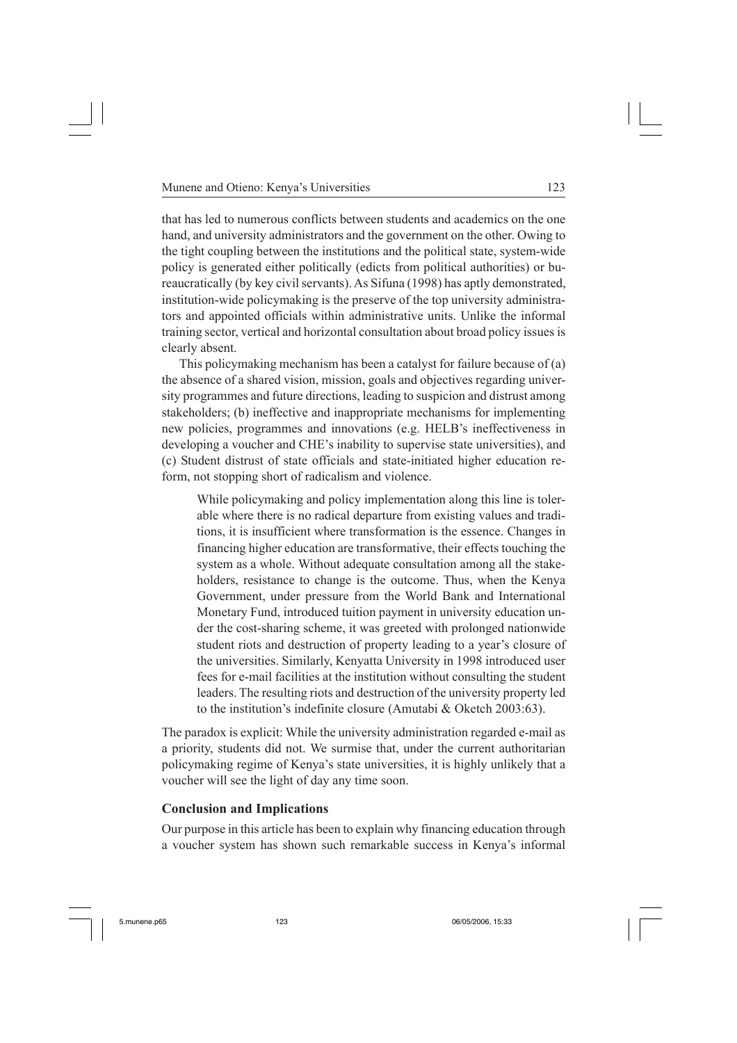that has led to numerous conflicts between students and academics on the one hand, and university administrators and the government on the other. Owing to the tight coupling between the institutions and the political state, system-wide policy is generated either politically (edicts from political authorities) or bureaucratically (by key civil servants). As Sifuna (1998) has aptly demonstrated, institution-wide policymaking is the preserve of the top university administrators and appointed officials within administrative units. Unlike the informal training sector, vertical and horizontal consultation about broad policy issues is clearly absent.

This policymaking mechanism has been a catalyst for failure because of (a) the absence of a shared vision, mission, goals and objectives regarding university programmes and future directions, leading to suspicion and distrust among stakeholders; (b) ineffective and inappropriate mechanisms for implementing new policies, programmes and innovations (e.g. HELB's ineffectiveness in developing a voucher and CHE's inability to supervise state universities), and (c) Student distrust of state officials and state-initiated higher education reform, not stopping short of radicalism and violence.

> While policymaking and policy implementation along this line is tolerable where there is no radical departure from existing values and traditions, it is insufficient where transformation is the essence. Changes in financing higher education are transformative, their effects touching the system as a whole. Without adequate consultation among all the stakeholders, resistance to change is the outcome. Thus, when the Kenya Government, under pressure from the World Bank and International Monetary Fund, introduced tuition payment in university education under the cost-sharing scheme, it was greeted with prolonged nationwide student riots and destruction of property leading to a year's closure of the universities. Similarly, Kenyatta University in 1998 introduced user fees for e-mail facilities at the institution without consulting the student leaders. The resulting riots and destruction of the university property led to the institution's indefinite closure (Amutabi & Oketch 2003:63).

The paradox is explicit: While the university administration regarded e-mail as a priority, students did not. We surmise that, under the current authoritarian policymaking regime of Kenya's state universities, it is highly unlikely that a voucher will see the light of day any time soon.

## Conclusion and Implications

Our purpose in this article has been to explain why financing education through a voucher system has shown such remarkable success in Kenya's informal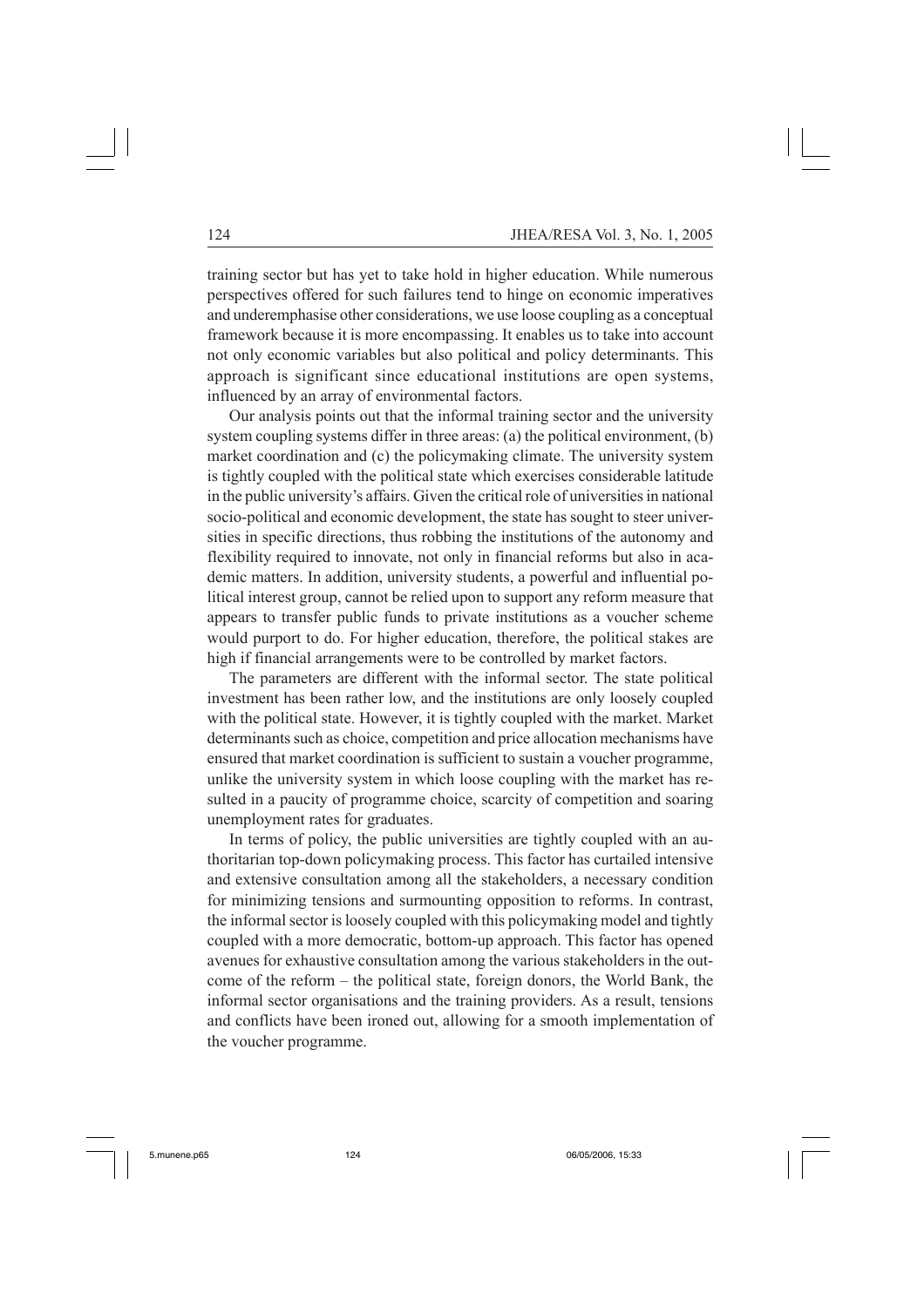training sector but has yet to take hold in higher education. While numerous perspectives offered for such failures tend to hinge on economic imperatives and underemphasise other considerations, we use loose coupling as a conceptual framework because it is more encompassing. It enables us to take into account not only economic variables but also political and policy determinants. This approach is significant since educational institutions are open systems, influenced by an array of environmental factors.

Our analysis points out that the informal training sector and the university system coupling systems differ in three areas: (a) the political environment, (b) market coordination and (c) the policymaking climate. The university system is tightly coupled with the political state which exercises considerable latitude in the public university's affairs. Given the critical role of universities in national socio-political and economic development, the state has sought to steer universities in specific directions, thus robbing the institutions of the autonomy and flexibility required to innovate, not only in financial reforms but also in academic matters. In addition, university students, a powerful and influential political interest group, cannot be relied upon to support any reform measure that appears to transfer public funds to private institutions as a voucher scheme would purport to do. For higher education, therefore, the political stakes are high if financial arrangements were to be controlled by market factors.

The parameters are different with the informal sector. The state political investment has been rather low, and the institutions are only loosely coupled with the political state. However, it is tightly coupled with the market. Market determinants such as choice, competition and price allocation mechanisms have ensured that market coordination is sufficient to sustain a voucher programme, unlike the university system in which loose coupling with the market has resulted in a paucity of programme choice, scarcity of competition and soaring unemployment rates for graduates.

In terms of policy, the public universities are tightly coupled with an authoritarian top-down policymaking process. This factor has curtailed intensive and extensive consultation among all the stakeholders, a necessary condition for minimizing tensions and surmounting opposition to reforms. In contrast, the informal sector is loosely coupled with this policymaking model and tightly coupled with a more democratic, bottom-up approach. This factor has opened avenues for exhaustive consultation among the various stakeholders in the outcome of the reform – the political state, foreign donors, the World Bank, the informal sector organisations and the training providers. As a result, tensions and conflicts have been ironed out, allowing for a smooth implementation of the voucher programme.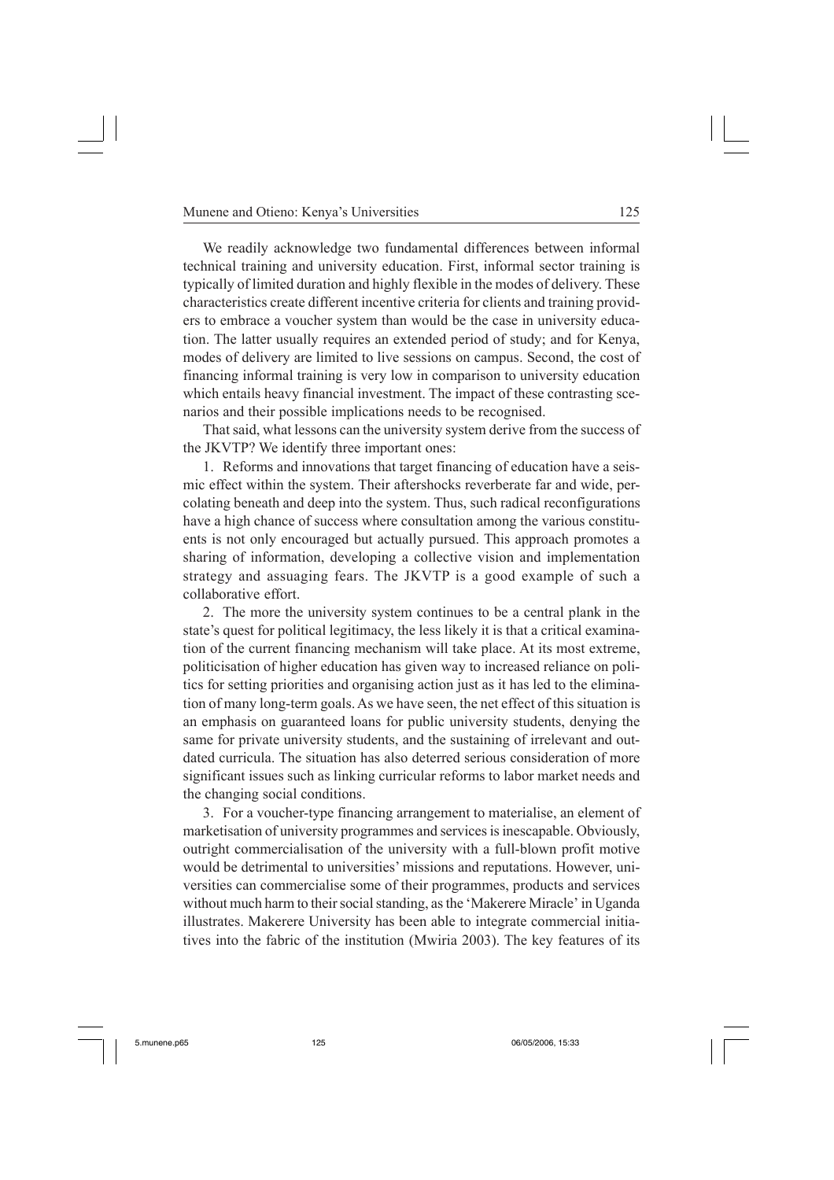We readily acknowledge two fundamental differences between informal technical training and university education. First, informal sector training is typically of limited duration and highly flexible in the modes of delivery. These characteristics create different incentive criteria for clients and training providers to embrace a voucher system than would be the case in university education. The latter usually requires an extended period of study; and for Kenya, modes of delivery are limited to live sessions on campus. Second, the cost of financing informal training is very low in comparison to university education which entails heavy financial investment. The impact of these contrasting scenarios and their possible implications needs to be recognised.

That said, what lessons can the university system derive from the success of the JKVTP? We identify three important ones:

1. Reforms and innovations that target financing of education have a seismic effect within the system. Their aftershocks reverberate far and wide, percolating beneath and deep into the system. Thus, such radical reconfigurations have a high chance of success where consultation among the various constituents is not only encouraged but actually pursued. This approach promotes a sharing of information, developing a collective vision and implementation strategy and assuaging fears. The JKVTP is a good example of such a collaborative effort.

2. The more the university system continues to be a central plank in the state's quest for political legitimacy, the less likely it is that a critical examination of the current financing mechanism will take place. At its most extreme, politicisation of higher education has given way to increased reliance on politics for setting priorities and organising action just as it has led to the elimination of many long-term goals. As we have seen, the net effect of this situation is an emphasis on guaranteed loans for public university students, denying the same for private university students, and the sustaining of irrelevant and outdated curricula. The situation has also deterred serious consideration of more significant issues such as linking curricular reforms to labor market needs and the changing social conditions.

3. For a voucher-type financing arrangement to materialise, an element of marketisation of university programmes and services is inescapable. Obviously, outright commercialisation of the university with a full-blown profit motive would be detrimental to universities' missions and reputations. However, universities can commercialise some of their programmes, products and services without much harm to their social standing, as the 'Makerere Miracle' in Uganda illustrates. Makerere University has been able to integrate commercial initiatives into the fabric of the institution (Mwiria 2003). The key features of its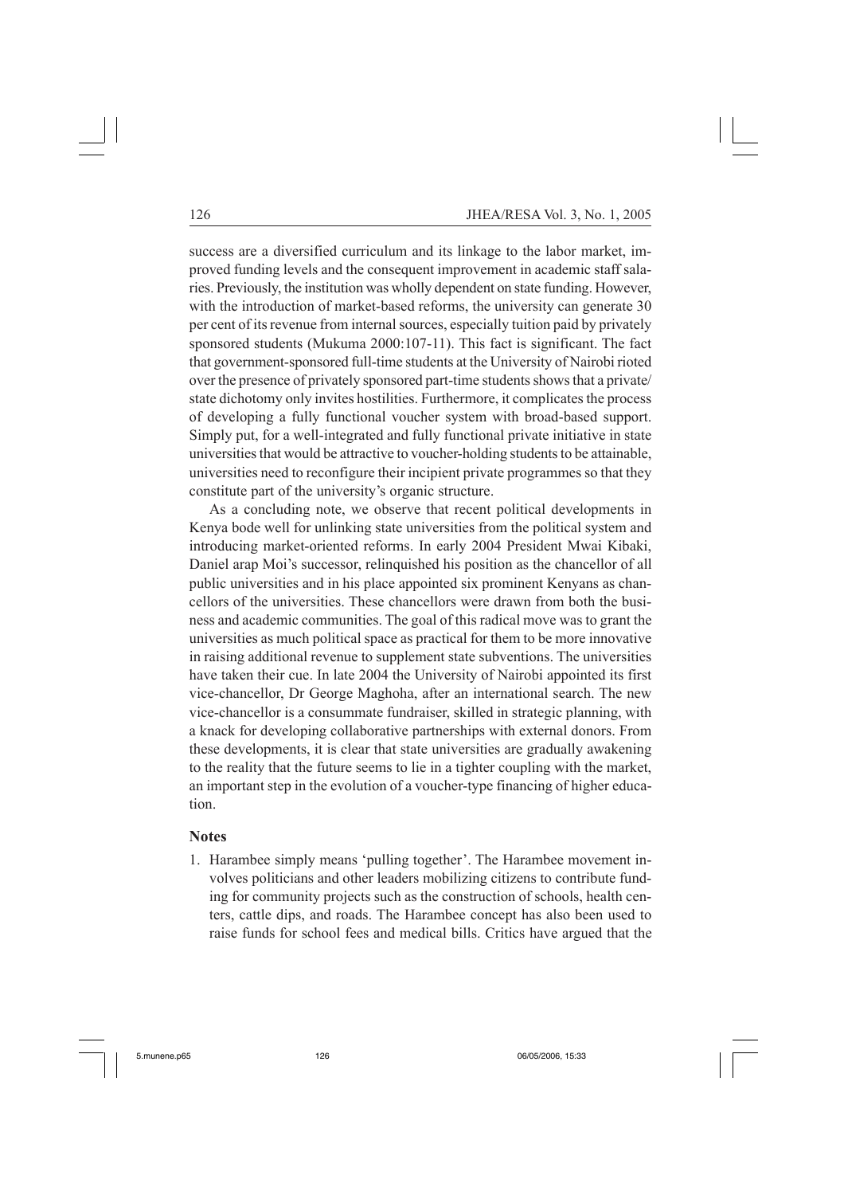success are a diversified curriculum and its linkage to the labor market, improved funding levels and the consequent improvement in academic staff salaries. Previously, the institution was wholly dependent on state funding. However, with the introduction of market-based reforms, the university can generate 30 per cent of its revenue from internal sources, especially tuition paid by privately sponsored students (Mukuma 2000:107-11). This fact is significant. The fact that government-sponsored full-time students at the University of Nairobi rioted over the presence of privately sponsored part-time students shows that a private/state dichotomy only invites hostilities. Furthermore, it complicates the process of developing a fully functional voucher system with broad-based support. Simply put, for a well-integrated and fully functional private initiative in state universities that would be attractive to voucher-holding students to be attainable, universities need to reconfigure their incipient private programmes so that they constitute part of the university's organic structure.

As a concluding note, we observe that recent political developments in Kenya bode well for unlinking state universities from the political system and introducing market-oriented reforms. In early 2004 President Mwai Kibaki, Daniel arap Moi's successor, relinquished his position as the chancellor of all public universities and in his place appointed six prominent Kenyans as chancellors of the universities. These chancellors were drawn from both the business and academic communities. The goal of this radical move was to grant the universities as much political space as practical for them to be more innovative in raising additional revenue to supplement state subventions. The universities have taken their cue. In late 2004 the University of Nairobi appointed its first vice-chancellor, Dr George Maghoha, after an international search. The new vice-chancellor is a consummate fundraiser, skilled in strategic planning, with a knack for developing collaborative partnerships with external donors. From these developments, it is clear that state universities are gradually awakening to the reality that the future seems to lie in a tighter coupling with the market, an important step in the evolution of a voucher-type financing of higher education.

## Notes

1. Harambee simply means 'pulling together'. The Harambee movement involves politicians and other leaders mobilizing citizens to contribute funding for community projects such as the construction of schools, health centers, cattle dips, and roads. The Harambee concept has also been used to raise funds for school fees and medical bills. Critics have argued that the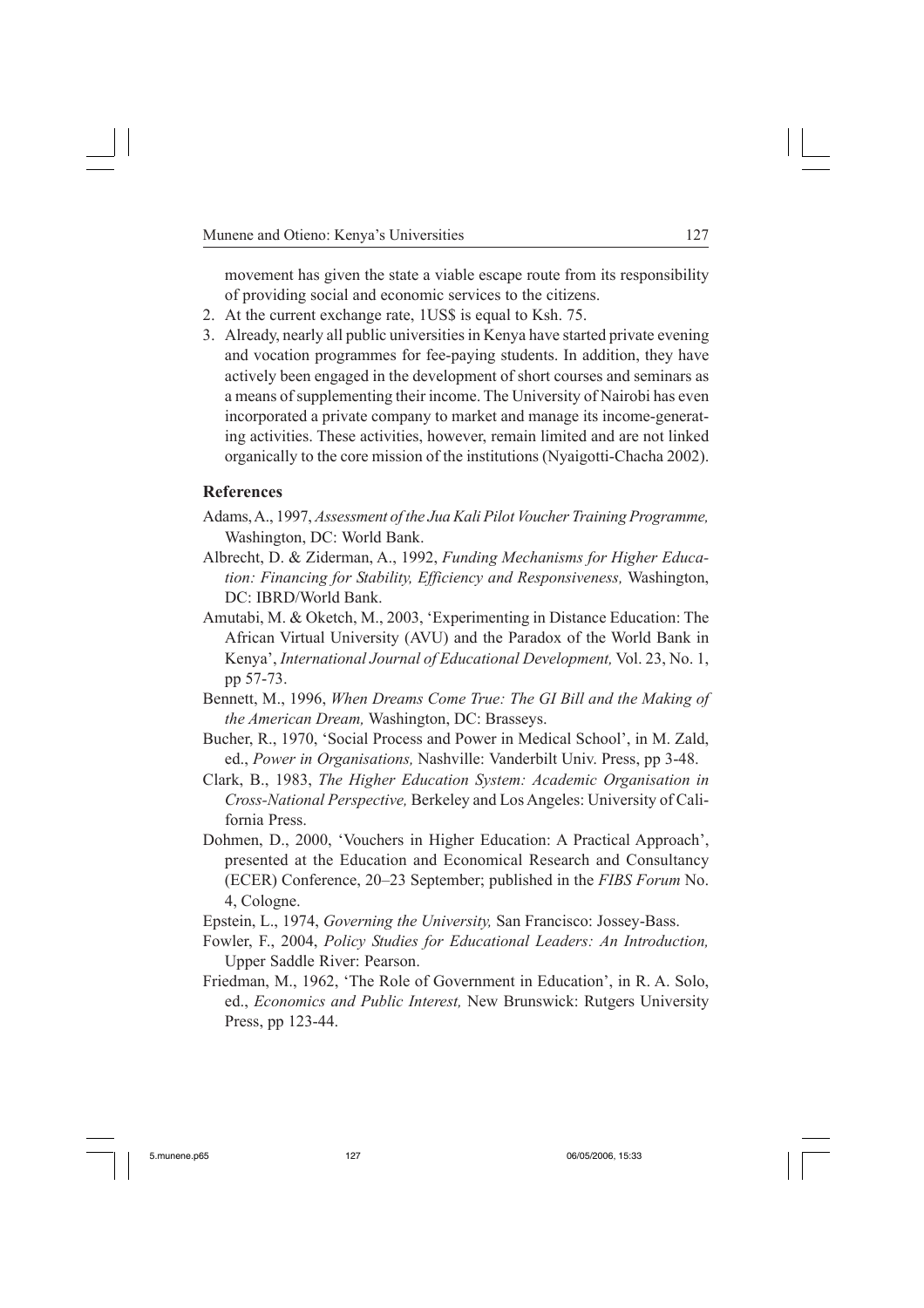movement has given the state a viable escape route from its responsibility of providing social and economic services to the citizens.

2. At the current exchange rate, 1US$ is equal to Ksh. 75.
3. Already, nearly all public universities in Kenya have started private evening and vocation programmes for fee-paying students. In addition, they have actively been engaged in the development of short courses and seminars as a means of supplementing their income. The University of Nairobi has even incorporated a private company to market and manage its income-generating activities. These activities, however, remain limited and are not linked organically to the core mission of the institutions (Nyaigotti-Chacha 2002).

## References

Adams, A., 1997, *Assessment of the Jua Kali Pilot Voucher Training Programme,* Washington, DC: World Bank.

Albrecht, D. & Ziderman, A., 1992, *Funding Mechanisms for Higher Education: Financing for Stability, Efficiency and Responsiveness,* Washington, DC: IBRD/World Bank.

Amutabi, M. & Oketch, M., 2003, 'Experimenting in Distance Education: The African Virtual University (AVU) and the Paradox of the World Bank in Kenya', *International Journal of Educational Development,* Vol. 23, No. 1, pp 57-73.

Bennett, M., 1996, *When Dreams Come True: The GI Bill and the Making of the American Dream,* Washington, DC: Brasseys.

Bucher, R., 1970, 'Social Process and Power in Medical School', in M. Zald, ed., *Power in Organisations,* Nashville: Vanderbilt Univ. Press, pp 3-48.

Clark, B., 1983, *The Higher Education System: Academic Organisation in Cross-National Perspective,* Berkeley and Los Angeles: University of California Press.

Dohmen, D., 2000, 'Vouchers in Higher Education: A Practical Approach', presented at the Education and Economical Research and Consultancy (ECER) Conference, 20–23 September; published in the *FIBS Forum* No. 4, Cologne.

Epstein, L., 1974, *Governing the University,* San Francisco: Jossey-Bass.

Fowler, F., 2004, *Policy Studies for Educational Leaders: An Introduction,* Upper Saddle River: Pearson.

Friedman, M., 1962, 'The Role of Government in Education', in R. A. Solo, ed., *Economics and Public Interest,* New Brunswick: Rutgers University Press, pp 123-44.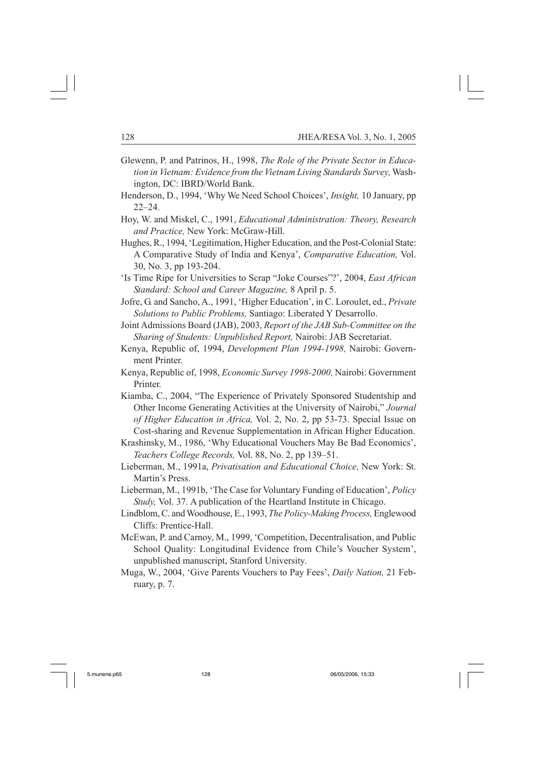Glewenn, P. and Patrinos, H., 1998, *The Role of the Private Sector in Education in Vietnam: Evidence from the Vietnam Living Standards Survey,* Washington, DC: IBRD/World Bank.

Henderson, D., 1994, 'Why We Need School Choices', *Insight,* 10 January, pp 22–24.

Hoy, W. and Miskel, C., 1991, *Educational Administration: Theory, Research and Practice,* New York: McGraw-Hill.

Hughes, R., 1994, 'Legitimation, Higher Education, and the Post-Colonial State: A Comparative Study of India and Kenya', *Comparative Education,* Vol. 30, No. 3, pp 193-204.

'Is Time Ripe for Universities to Scrap "Joke Courses"?', 2004, *East African Standard: School and Career Magazine,* 8 April p. 5.

Jofre, G. and Sancho, A., 1991, 'Higher Education', in C. Loroulet, ed., *Private Solutions to Public Problems,* Santiago: Liberated Y Desarrollo.

Joint Admissions Board (JAB), 2003, *Report of the JAB Sub-Committee on the Sharing of Students: Unpublished Report,* Nairobi: JAB Secretariat.

Kenya, Republic of, 1994, *Development Plan 1994-1998,* Nairobi: Government Printer.

Kenya, Republic of, 1998, *Economic Survey 1998-2000,* Nairobi: Government Printer.

Kiamba, C., 2004, "The Experience of Privately Sponsored Studentship and Other Income Generating Activities at the University of Nairobi," *Journal of Higher Education in Africa,* Vol. 2, No. 2, pp 53-73. Special Issue on Cost-sharing and Revenue Supplementation in African Higher Education.

Krashinsky, M., 1986, 'Why Educational Vouchers May Be Bad Economics', *Teachers College Records,* Vol. 88, No. 2, pp 139–51.

Lieberman, M., 1991a, *Privatisation and Educational Choice,* New York: St. Martin's Press.

Lieberman, M., 1991b, 'The Case for Voluntary Funding of Education', *Policy Study,* Vol. 37. A publication of the Heartland Institute in Chicago.

Lindblom, C. and Woodhouse, E., 1993, *The Policy-Making Process,* Englewood Cliffs: Prentice-Hall.

McEwan, P. and Carnoy, M., 1999, 'Competition, Decentralisation, and Public School Quality: Longitudinal Evidence from Chile's Voucher System', unpublished manuscript, Stanford University.

Muga, W., 2004, 'Give Parents Vouchers to Pay Fees', *Daily Nation,* 21 February, p. 7.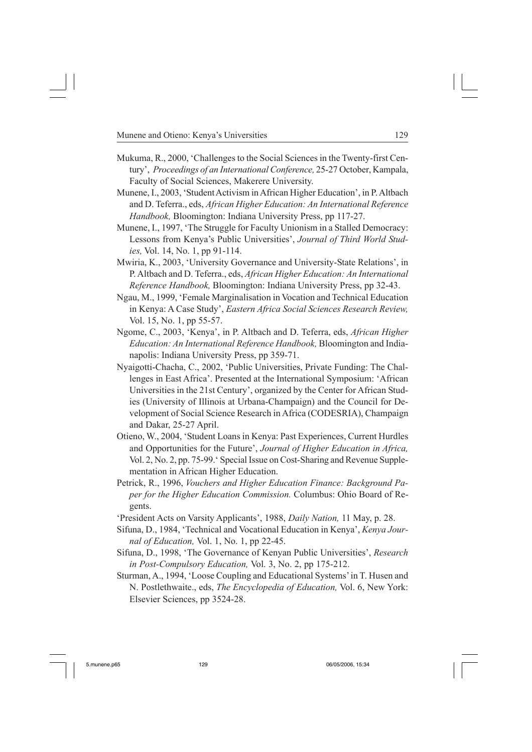Mukuma, R., 2000, 'Challenges to the Social Sciences in the Twenty-first Century', *Proceedings of an International Conference,* 25-27 October, Kampala, Faculty of Social Sciences, Makerere University.

Munene, I., 2003, 'Student Activism in African Higher Education', in P. Altbach and D. Teferra., eds, *African Higher Education: An International Reference Handbook,* Bloomington: Indiana University Press, pp 117-27.

Munene, I., 1997, 'The Struggle for Faculty Unionism in a Stalled Democracy: Lessons from Kenya's Public Universities', *Journal of Third World Studies,* Vol. 14, No. 1, pp 91-114.

Mwiria, K., 2003, 'University Governance and University-State Relations', in P. Altbach and D. Teferra., eds, *African Higher Education: An International Reference Handbook,* Bloomington: Indiana University Press, pp 32-43.

Ngau, M., 1999, 'Female Marginalisation in Vocation and Technical Education in Kenya: A Case Study', *Eastern Africa Social Sciences Research Review,* Vol. 15, No. 1, pp 55-57.

Ngome, C., 2003, 'Kenya', in P. Altbach and D. Teferra, eds, *African Higher Education: An International Reference Handbook,* Bloomington and Indianapolis: Indiana University Press, pp 359-71.

Nyaigotti-Chacha, C., 2002, 'Public Universities, Private Funding: The Challenges in East Africa'. Presented at the International Symposium: 'African Universities in the 21st Century', organized by the Center for African Studies (University of Illinois at Urbana-Champaign) and the Council for Development of Social Science Research in Africa (CODESRIA), Champaign and Dakar, 25-27 April.

Otieno, W., 2004, 'Student Loans in Kenya: Past Experiences, Current Hurdles and Opportunities for the Future', *Journal of Higher Education in Africa,* Vol. 2, No. 2, pp. 75-99.' Special Issue on Cost-Sharing and Revenue Supplementation in African Higher Education.

Petrick, R., 1996, *Vouchers and Higher Education Finance: Background Paper for the Higher Education Commission.* Columbus: Ohio Board of Regents.

'President Acts on Varsity Applicants', 1988, *Daily Nation,* 11 May, p. 28.

Sifuna, D., 1984, 'Technical and Vocational Education in Kenya', *Kenya Journal of Education,* Vol. 1, No. 1, pp 22-45.

Sifuna, D., 1998, 'The Governance of Kenyan Public Universities', *Research in Post-Compulsory Education,* Vol. 3, No. 2, pp 175-212.

Sturman, A., 1994, 'Loose Coupling and Educational Systems' in T. Husen and N. Postlethwaite., eds, *The Encyclopedia of Education,* Vol. 6, New York: Elsevier Sciences, pp 3524-28.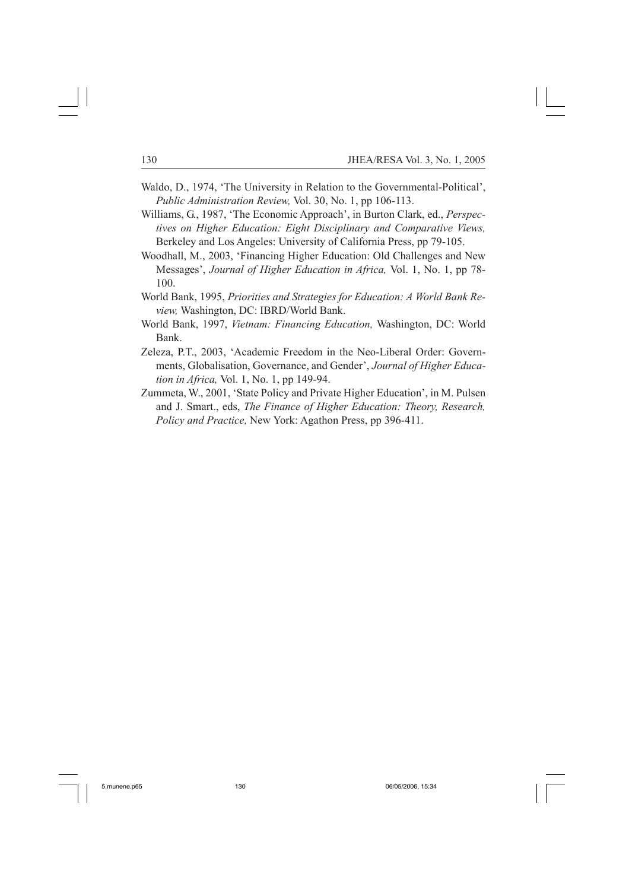Waldo, D., 1974, 'The University in Relation to the Governmental-Political', *Public Administration Review,* Vol. 30, No. 1, pp 106-113.

Williams, G., 1987, 'The Economic Approach', in Burton Clark, ed., *Perspectives on Higher Education: Eight Disciplinary and Comparative Views,* Berkeley and Los Angeles: University of California Press, pp 79-105.

Woodhall, M., 2003, 'Financing Higher Education: Old Challenges and New Messages', *Journal of Higher Education in Africa,* Vol. 1, No. 1, pp 78-100.

World Bank, 1995, *Priorities and Strategies for Education: A World Bank Review,* Washington, DC: IBRD/World Bank.

World Bank, 1997, *Vietnam: Financing Education,* Washington, DC: World Bank.

Zeleza, P.T., 2003, 'Academic Freedom in the Neo-Liberal Order: Governments, Globalisation, Governance, and Gender', *Journal of Higher Education in Africa,* Vol. 1, No. 1, pp 149-94.

Zummeta, W., 2001, 'State Policy and Private Higher Education', in M. Pulsen and J. Smart., eds, *The Finance of Higher Education: Theory, Research, Policy and Practice,* New York: Agathon Press, pp 396-411.